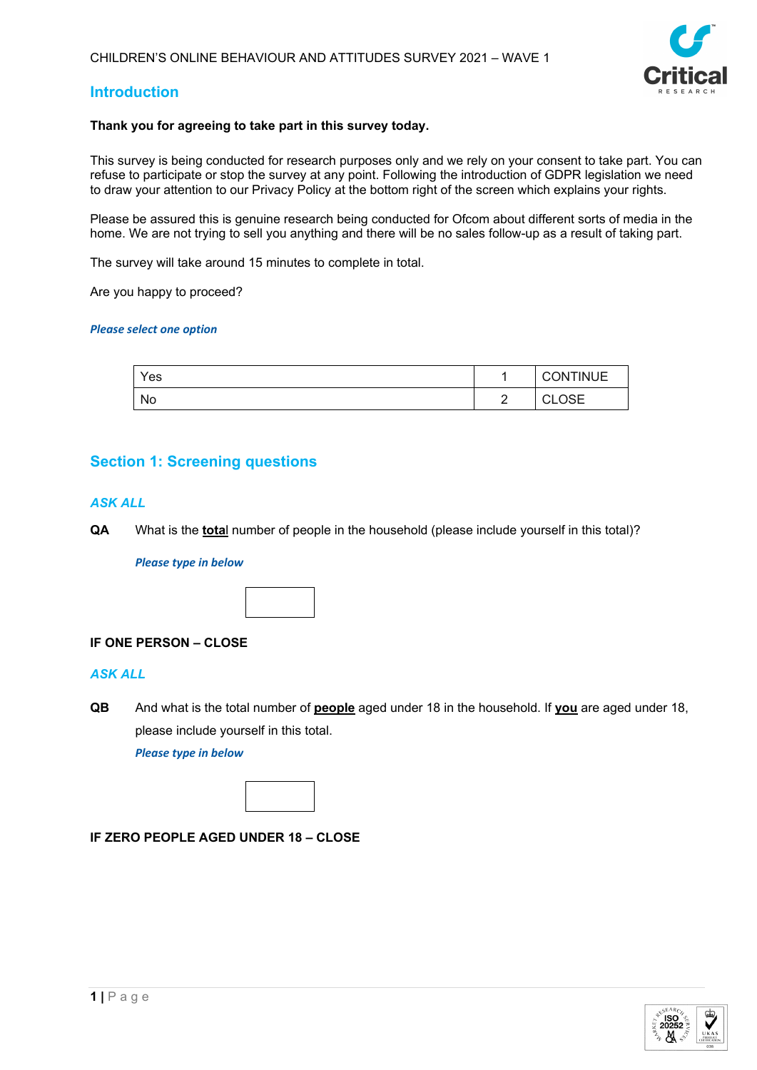CHILDREN'S ONLINE BEHAVIOUR AND ATTITUDES SURVEY 2021 – WAVE 1

## Introduction

**Thank you for agreeing to take part in this survey today.**

This survey is being conducted for research purposes only and we rely on your consent to take part. You can refuse to participate or stop the survey at any point. Following the introduction of GDPR legislation we need to draw your attention to our Privacy Policy at the bottom right of the screen which explains your rights.

Please be assured this is genuine research being conducted for Ofcom about different sorts of media in the home. We are not trying to sell you anything and there will be no sales follow-up as a result of taking part.

The survey will take around 15 minutes to complete in total.

Are you happy to proceed?

***Please select one option***

| Yes | 1 | CONTINUE |
|---|---|---|
| No | 2 | CLOSE |

## Section 1: Screening questions

*ASK ALL*

**QA** What is the **total** number of people in the household (please include yourself in this total)?

***Please type in below***

[ ]

**IF ONE PERSON – CLOSE**

*ASK ALL*

**QB** And what is the total number of **people** aged under 18 in the household. If **you** are aged under 18, please include yourself in this total.

***Please type in below***

[ ]

**IF ZERO PEOPLE AGED UNDER 18 – CLOSE**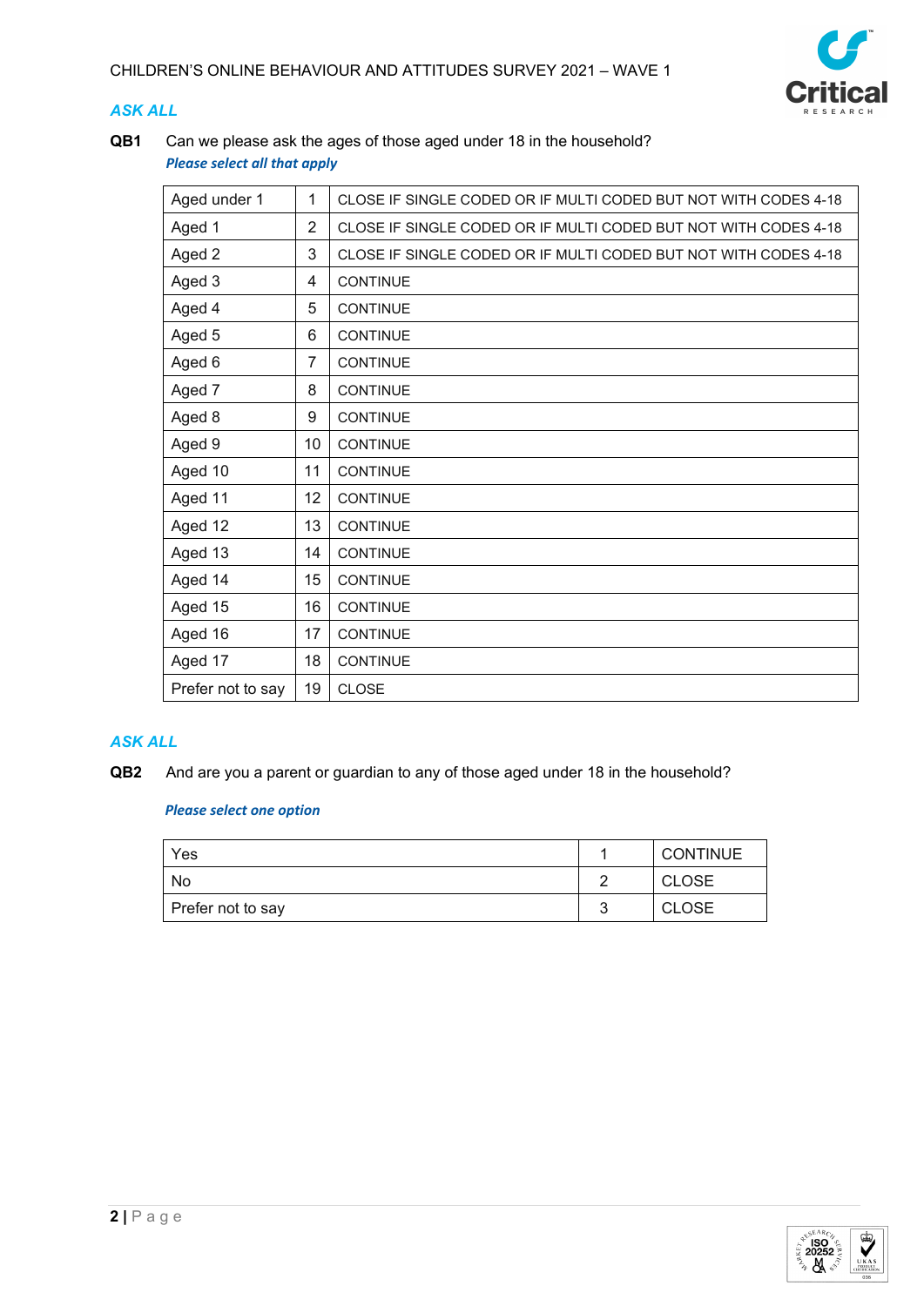*ASK ALL*

**QB1** Can we please ask the ages of those aged under 18 in the household?

***Please select all that apply***

| | | |
|---|---|---|
| Aged under 1 | 1 | CLOSE IF SINGLE CODED OR IF MULTI CODED BUT NOT WITH CODES 4-18 |
| Aged 1 | 2 | CLOSE IF SINGLE CODED OR IF MULTI CODED BUT NOT WITH CODES 4-18 |
| Aged 2 | 3 | CLOSE IF SINGLE CODED OR IF MULTI CODED BUT NOT WITH CODES 4-18 |
| Aged 3 | 4 | CONTINUE |
| Aged 4 | 5 | CONTINUE |
| Aged 5 | 6 | CONTINUE |
| Aged 6 | 7 | CONTINUE |
| Aged 7 | 8 | CONTINUE |
| Aged 8 | 9 | CONTINUE |
| Aged 9 | 10 | CONTINUE |
| Aged 10 | 11 | CONTINUE |
| Aged 11 | 12 | CONTINUE |
| Aged 12 | 13 | CONTINUE |
| Aged 13 | 14 | CONTINUE |
| Aged 14 | 15 | CONTINUE |
| Aged 15 | 16 | CONTINUE |
| Aged 16 | 17 | CONTINUE |
| Aged 17 | 18 | CONTINUE |
| Prefer not to say | 19 | CLOSE |

*ASK ALL*

**QB2** And are you a parent or guardian to any of those aged under 18 in the household?

***Please select one option***

| | | |
|---|---|---|
| Yes | 1 | CONTINUE |
| No | 2 | CLOSE |
| Prefer not to say | 3 | CLOSE |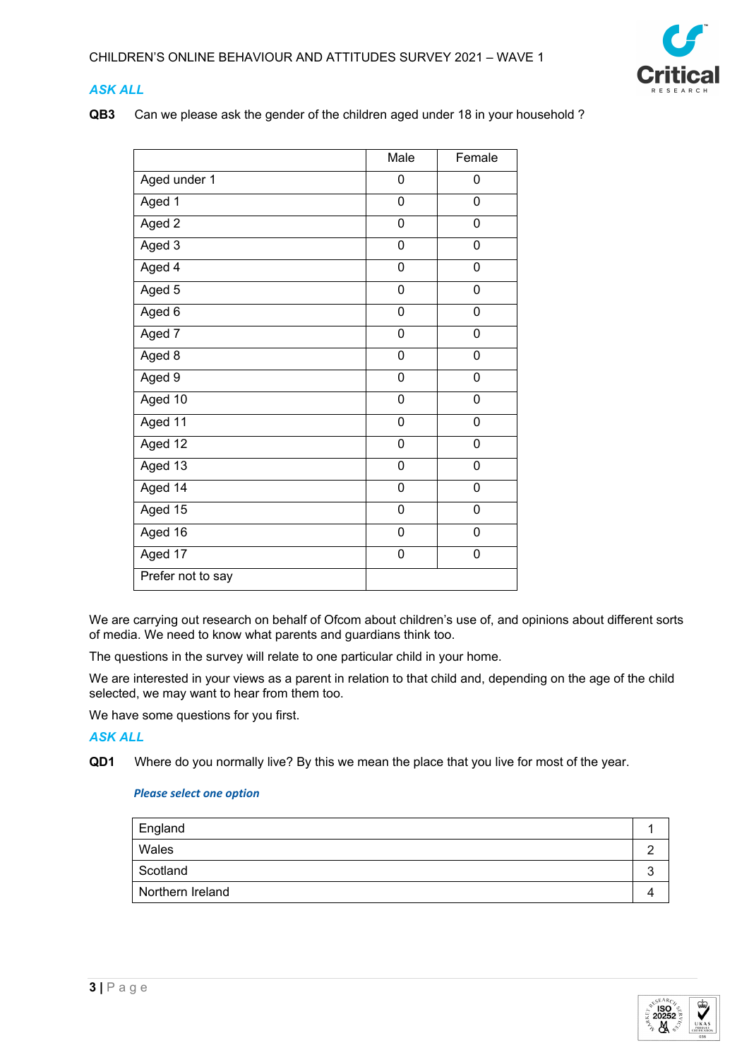***ASK ALL***

**QB3** Can we please ask the gender of the children aged under 18 in your household ?

| | Male | Female |
|---|---|---|
| Aged under 1 | 0 | 0 |
| Aged 1 | 0 | 0 |
| Aged 2 | 0 | 0 |
| Aged 3 | 0 | 0 |
| Aged 4 | 0 | 0 |
| Aged 5 | 0 | 0 |
| Aged 6 | 0 | 0 |
| Aged 7 | 0 | 0 |
| Aged 8 | 0 | 0 |
| Aged 9 | 0 | 0 |
| Aged 10 | 0 | 0 |
| Aged 11 | 0 | 0 |
| Aged 12 | 0 | 0 |
| Aged 13 | 0 | 0 |
| Aged 14 | 0 | 0 |
| Aged 15 | 0 | 0 |
| Aged 16 | 0 | 0 |
| Aged 17 | 0 | 0 |
| Prefer not to say | | |

We are carrying out research on behalf of Ofcom about children's use of, and opinions about different sorts of media. We need to know what parents and guardians think too.

The questions in the survey will relate to one particular child in your home.

We are interested in your views as a parent in relation to that child and, depending on the age of the child selected, we may want to hear from them too.

We have some questions for you first.

***ASK ALL***

**QD1** Where do you normally live? By this we mean the place that you live for most of the year.

***Please select one option***

| | |
|---|---|
| England | 1 |
| Wales | 2 |
| Scotland | 3 |
| Northern Ireland | 4 |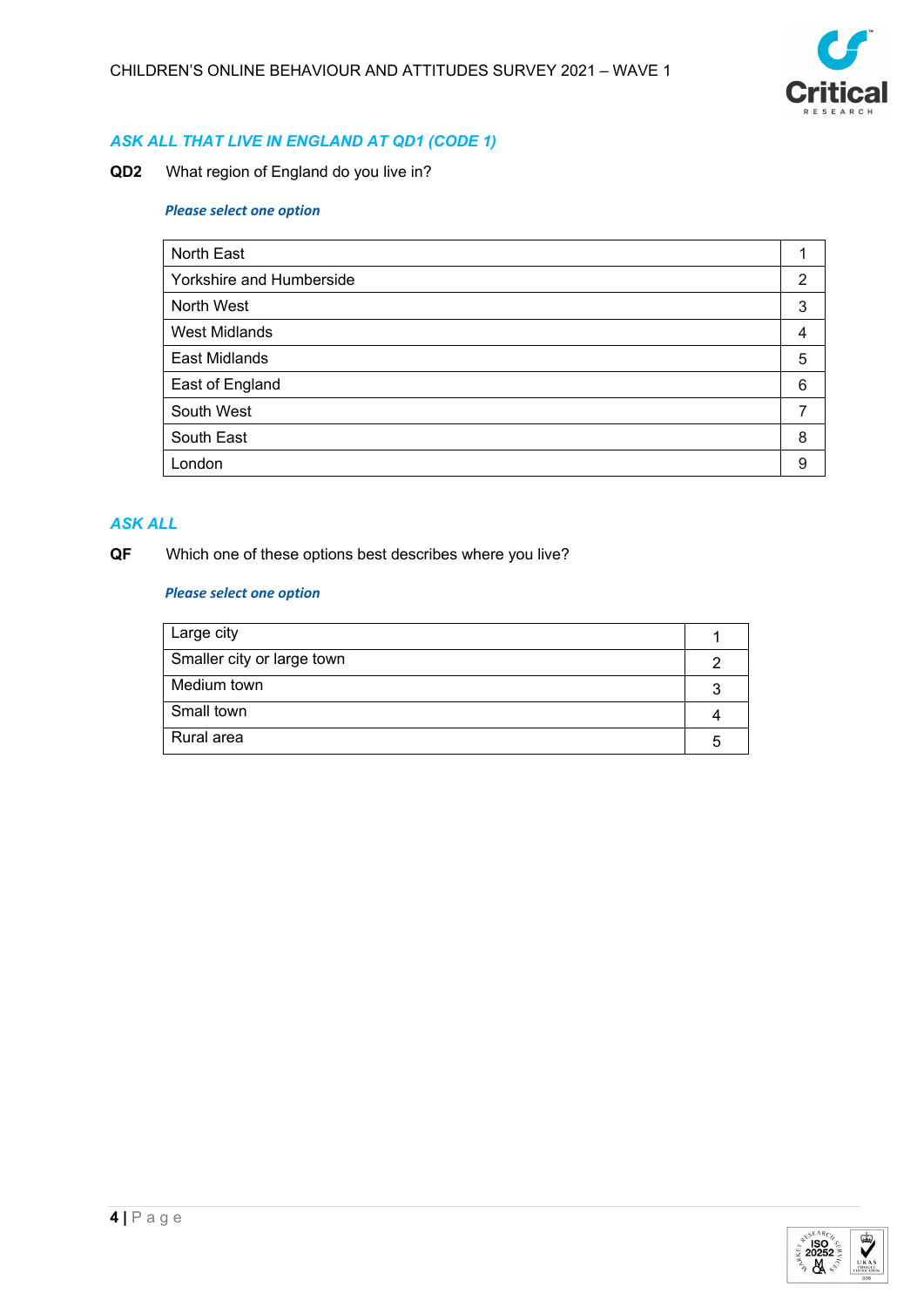*ASK ALL THAT LIVE IN ENGLAND AT QD1 (CODE 1)*

**QD2** What region of England do you live in?

***Please select one option***

| | |
|---|---|
| North East | 1 |
| Yorkshire and Humberside | 2 |
| North West | 3 |
| West Midlands | 4 |
| East Midlands | 5 |
| East of England | 6 |
| South West | 7 |
| South East | 8 |
| London | 9 |

*ASK ALL*

**QF** Which one of these options best describes where you live?

***Please select one option***

| | |
|---|---|
| Large city | 1 |
| Smaller city or large town | 2 |
| Medium town | 3 |
| Small town | 4 |
| Rural area | 5 |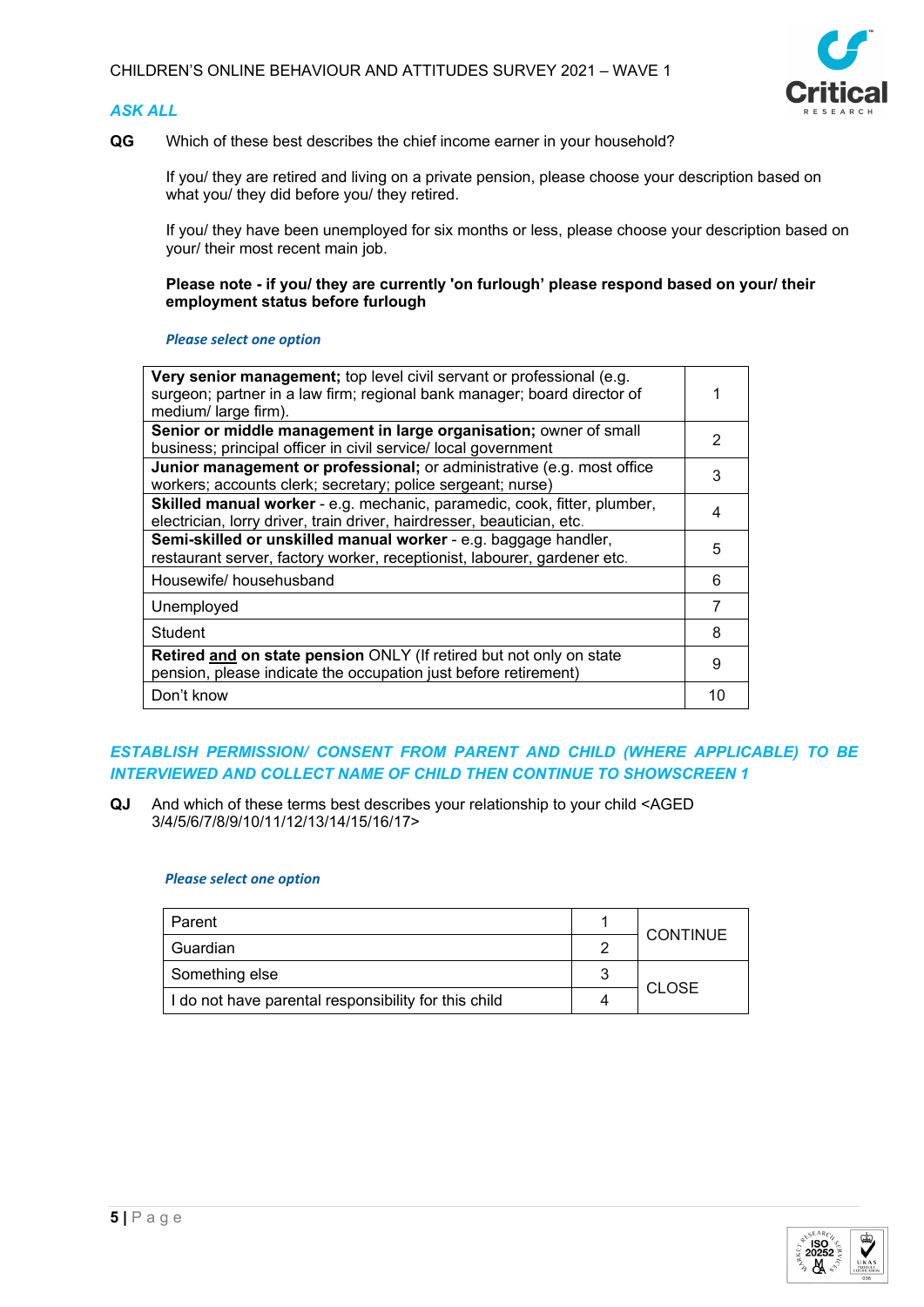*ASK ALL*

**QG** Which of these best describes the chief income earner in your household?

If you/ they are retired and living on a private pension, please choose your description based on what you/ they did before you/ they retired.

If you/ they have been unemployed for six months or less, please choose your description based on your/ their most recent main job.

**Please note - if you/ they are currently 'on furlough' please respond based on your/ their employment status before furlough**

*Please select one option*

| Option | Code |
|---|---|
| **Very senior management;** top level civil servant or professional (e.g. surgeon; partner in a law firm; regional bank manager; board director of medium/ large firm). | 1 |
| **Senior or middle management in large organisation;** owner of small business; principal officer in civil service/ local government | 2 |
| **Junior management or professional;** or administrative (e.g. most office workers; accounts clerk; secretary; police sergeant; nurse) | 3 |
| **Skilled manual worker** - e.g. mechanic, paramedic, cook, fitter, plumber, electrician, lorry driver, train driver, hairdresser, beautician, etc. | 4 |
| **Semi-skilled or unskilled manual worker** - e.g. baggage handler, restaurant server, factory worker, receptionist, labourer, gardener etc. | 5 |
| Housewife/ househusband | 6 |
| Unemployed | 7 |
| Student | 8 |
| **Retired and on state pension** ONLY (If retired but not only on state pension, please indicate the occupation just before retirement) | 9 |
| Don't know | 10 |

*ESTABLISH PERMISSION/ CONSENT FROM PARENT AND CHILD (WHERE APPLICABLE) TO BE INTERVIEWED AND COLLECT NAME OF CHILD THEN CONTINUE TO SHOWSCREEN 1*

**QJ** And which of these terms best describes your relationship to your child <AGED 3/4/5/6/7/8/9/10/11/12/13/14/15/16/17>

*Please select one option*

| Option | Code | Routing |
|---|---|---|
| Parent | 1 | CONTINUE |
| Guardian | 2 | |
| Something else | 3 | CLOSE |
| I do not have parental responsibility for this child | 4 | |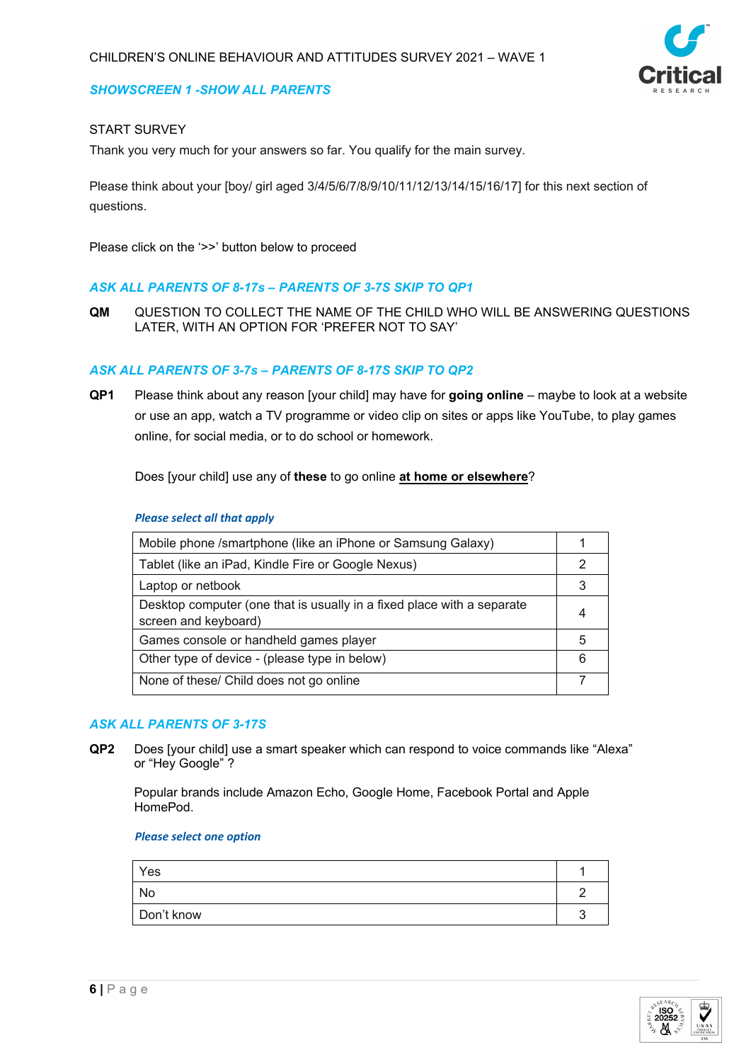*SHOWSCREEN 1 -SHOW ALL PARENTS*

START SURVEY

Thank you very much for your answers so far. You qualify for the main survey.

Please think about your [boy/ girl aged 3/4/5/6/7/8/9/10/11/12/13/14/15/16/17] for this next section of questions.

Please click on the '>>' button below to proceed

*ASK ALL PARENTS OF 8-17s – PARENTS OF 3-7S SKIP TO QP1*

**QM** QUESTION TO COLLECT THE NAME OF THE CHILD WHO WILL BE ANSWERING QUESTIONS LATER, WITH AN OPTION FOR 'PREFER NOT TO SAY'

*ASK ALL PARENTS OF 3-7s – PARENTS OF 8-17S SKIP TO QP2*

**QP1** Please think about any reason [your child] may have for **going online** – maybe to look at a website or use an app, watch a TV programme or video clip on sites or apps like YouTube, to play games online, for social media, or to do school or homework.

Does [your child] use any of **these** to go online **at home or elsewhere**?

***Please select all that apply***

| | |
|---|---|
| Mobile phone /smartphone (like an iPhone or Samsung Galaxy) | 1 |
| Tablet (like an iPad, Kindle Fire or Google Nexus) | 2 |
| Laptop or netbook | 3 |
| Desktop computer (one that is usually in a fixed place with a separate screen and keyboard) | 4 |
| Games console or handheld games player | 5 |
| Other type of device - (please type in below) | 6 |
| None of these/ Child does not go online | 7 |

*ASK ALL PARENTS OF 3-17S*

**QP2** Does [your child] use a smart speaker which can respond to voice commands like "Alexa" or "Hey Google" ?

Popular brands include Amazon Echo, Google Home, Facebook Portal and Apple HomePod.

***Please select one option***

| | |
|---|---|
| Yes | 1 |
| No | 2 |
| Don't know | 3 |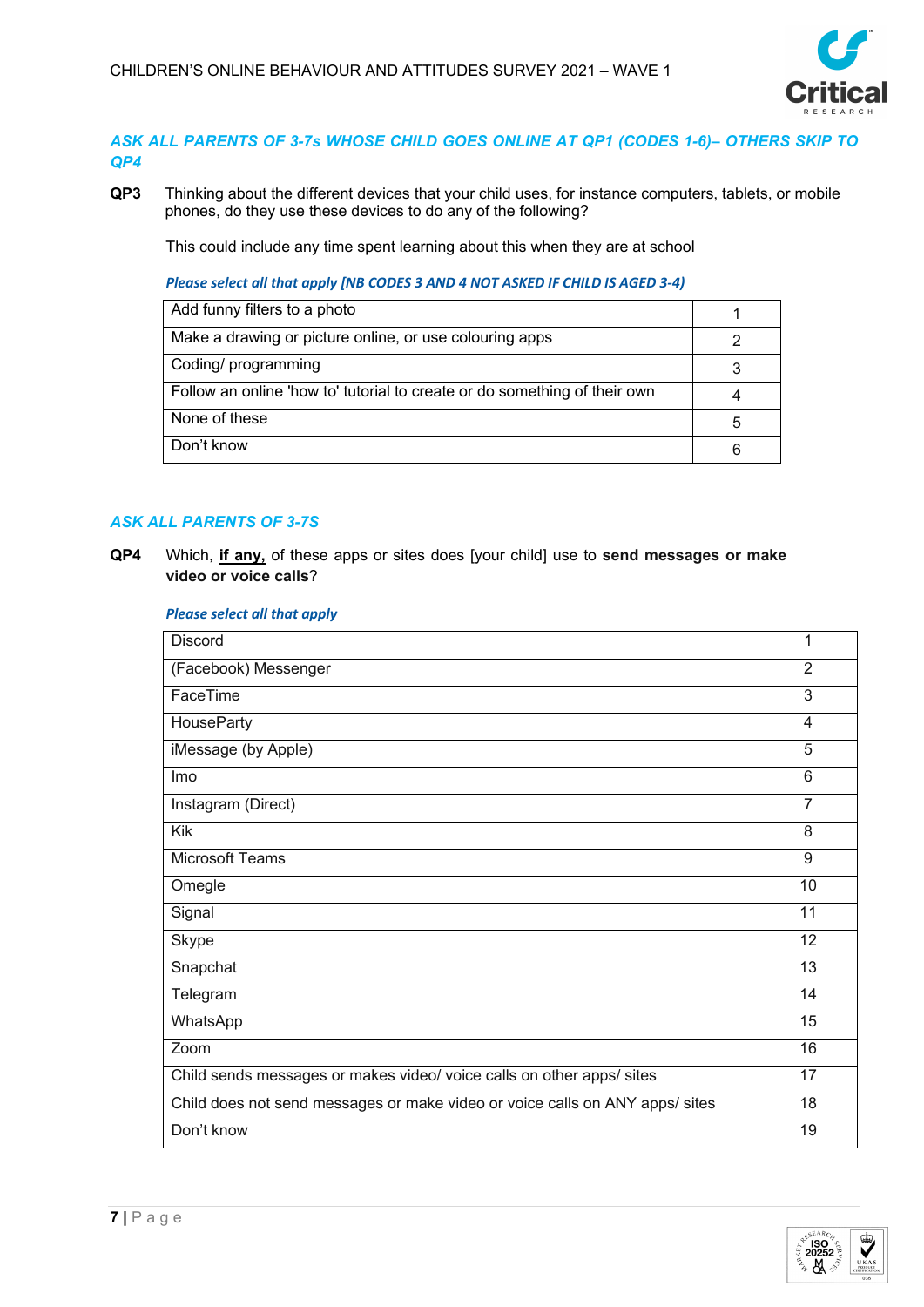***ASK ALL PARENTS OF 3-7s WHOSE CHILD GOES ONLINE AT QP1 (CODES 1-6)– OTHERS SKIP TO QP4***

**QP3** Thinking about the different devices that your child uses, for instance computers, tablets, or mobile phones, do they use these devices to do any of the following?

This could include any time spent learning about this when they are at school

***Please select all that apply [NB CODES 3 AND 4 NOT ASKED IF CHILD IS AGED 3-4)***

| | |
|---|---|
| Add funny filters to a photo | 1 |
| Make a drawing or picture online, or use colouring apps | 2 |
| Coding/ programming | 3 |
| Follow an online 'how to' tutorial to create or do something of their own | 4 |
| None of these | 5 |
| Don't know | 6 |

***ASK ALL PARENTS OF 3-7S***

**QP4** Which, **if any,** of these apps or sites does [your child] use to **send messages or make video or voice calls**?

***Please select all that apply***

| | |
|---|---|
| Discord | 1 |
| (Facebook) Messenger | 2 |
| FaceTime | 3 |
| HouseParty | 4 |
| iMessage (by Apple) | 5 |
| Imo | 6 |
| Instagram (Direct) | 7 |
| Kik | 8 |
| Microsoft Teams | 9 |
| Omegle | 10 |
| Signal | 11 |
| Skype | 12 |
| Snapchat | 13 |
| Telegram | 14 |
| WhatsApp | 15 |
| Zoom | 16 |
| Child sends messages or makes video/ voice calls on other apps/ sites | 17 |
| Child does not send messages or make video or voice calls on ANY apps/ sites | 18 |
| Don't know | 19 |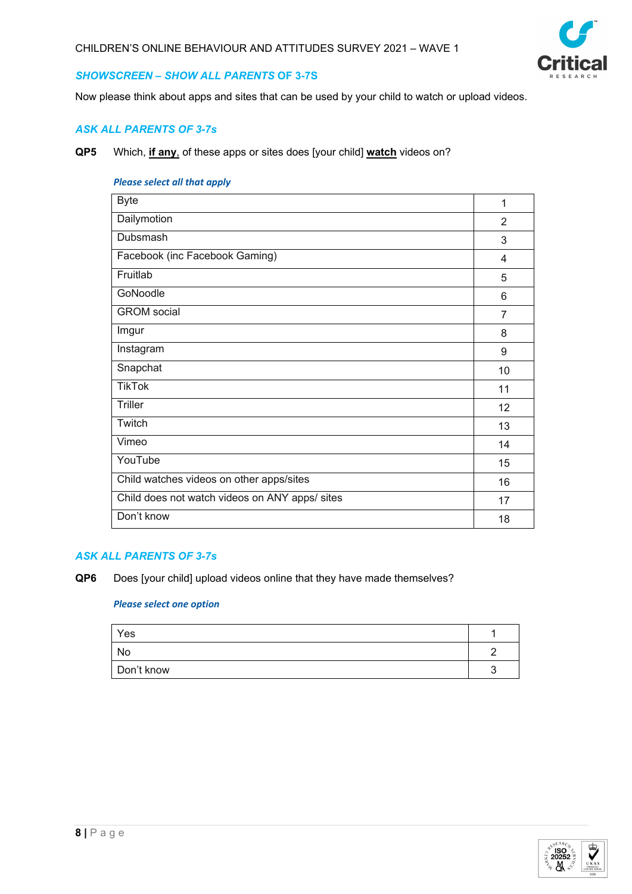***SHOWSCREEN – SHOW ALL PARENTS* OF 3-7S**

Now please think about apps and sites that can be used by your child to watch or upload videos.

***ASK ALL PARENTS OF 3-7s***

**QP5** Which, **if any**, of these apps or sites does [your child] **watch** videos on?

***Please select all that apply***

| | |
|---|---|
| Byte | 1 |
| Dailymotion | 2 |
| Dubsmash | 3 |
| Facebook (inc Facebook Gaming) | 4 |
| Fruitlab | 5 |
| GoNoodle | 6 |
| GROM social | 7 |
| Imgur | 8 |
| Instagram | 9 |
| Snapchat | 10 |
| TikTok | 11 |
| Triller | 12 |
| Twitch | 13 |
| Vimeo | 14 |
| YouTube | 15 |
| Child watches videos on other apps/sites | 16 |
| Child does not watch videos on ANY apps/ sites | 17 |
| Don't know | 18 |

***ASK ALL PARENTS OF 3-7s***

**QP6** Does [your child] upload videos online that they have made themselves?

***Please select one option***

| | |
|---|---|
| Yes | 1 |
| No | 2 |
| Don't know | 3 |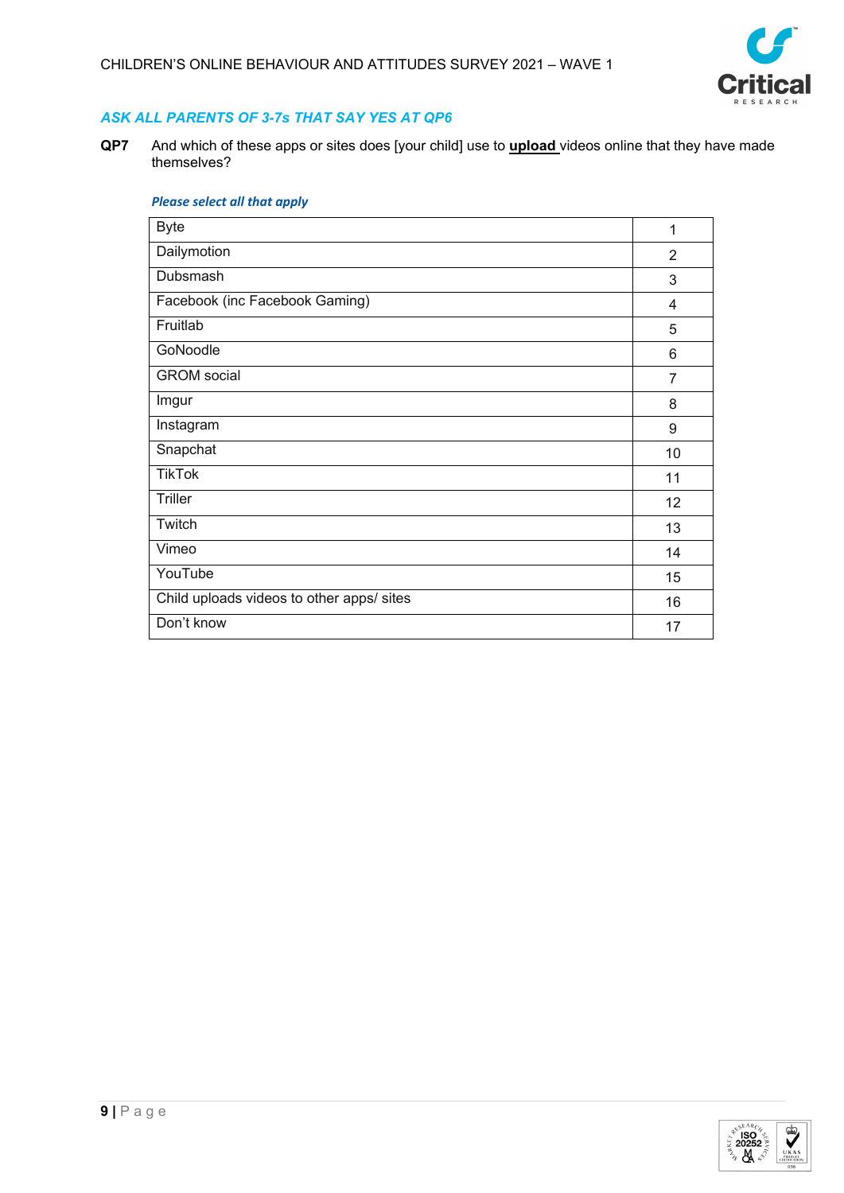*ASK ALL PARENTS OF 3-7s THAT SAY YES AT QP6*

**QP7** And which of these apps or sites does [your child] use to **upload** videos online that they have made themselves?

*Please select all that apply*

| | |
|---|---|
| Byte | 1 |
| Dailymotion | 2 |
| Dubsmash | 3 |
| Facebook (inc Facebook Gaming) | 4 |
| Fruitlab | 5 |
| GoNoodle | 6 |
| GROM social | 7 |
| Imgur | 8 |
| Instagram | 9 |
| Snapchat | 10 |
| TikTok | 11 |
| Triller | 12 |
| Twitch | 13 |
| Vimeo | 14 |
| YouTube | 15 |
| Child uploads videos to other apps/ sites | 16 |
| Don't know | 17 |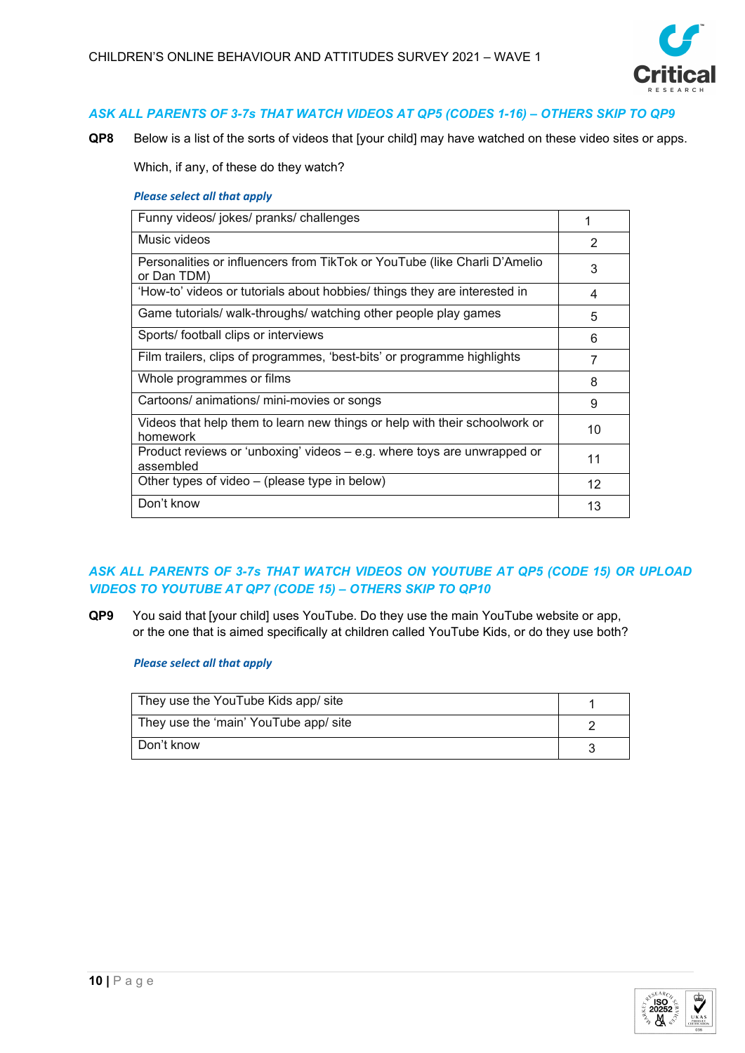*ASK ALL PARENTS OF 3-7s THAT WATCH VIDEOS AT QP5 (CODES 1-16) – OTHERS SKIP TO QP9*

**QP8** Below is a list of the sorts of videos that [your child] may have watched on these video sites or apps.

Which, if any, of these do they watch?

***Please select all that apply***

| | |
|---|---|
| Funny videos/ jokes/ pranks/ challenges | 1 |
| Music videos | 2 |
| Personalities or influencers from TikTok or YouTube (like Charli D'Amelio or Dan TDM) | 3 |
| 'How-to' videos or tutorials about hobbies/ things they are interested in | 4 |
| Game tutorials/ walk-throughs/ watching other people play games | 5 |
| Sports/ football clips or interviews | 6 |
| Film trailers, clips of programmes, 'best-bits' or programme highlights | 7 |
| Whole programmes or films | 8 |
| Cartoons/ animations/ mini-movies or songs | 9 |
| Videos that help them to learn new things or help with their schoolwork or homework | 10 |
| Product reviews or 'unboxing' videos – e.g. where toys are unwrapped or assembled | 11 |
| Other types of video – (please type in below) | 12 |
| Don't know | 13 |

*ASK ALL PARENTS OF 3-7s THAT WATCH VIDEOS ON YOUTUBE AT QP5 (CODE 15) OR UPLOAD VIDEOS TO YOUTUBE AT QP7 (CODE 15) – OTHERS SKIP TO QP10*

**QP9** You said that [your child] uses YouTube. Do they use the main YouTube website or app, or the one that is aimed specifically at children called YouTube Kids, or do they use both?

***Please select all that apply***

| | |
|---|---|
| They use the YouTube Kids app/ site | 1 |
| They use the 'main' YouTube app/ site | 2 |
| Don't know | 3 |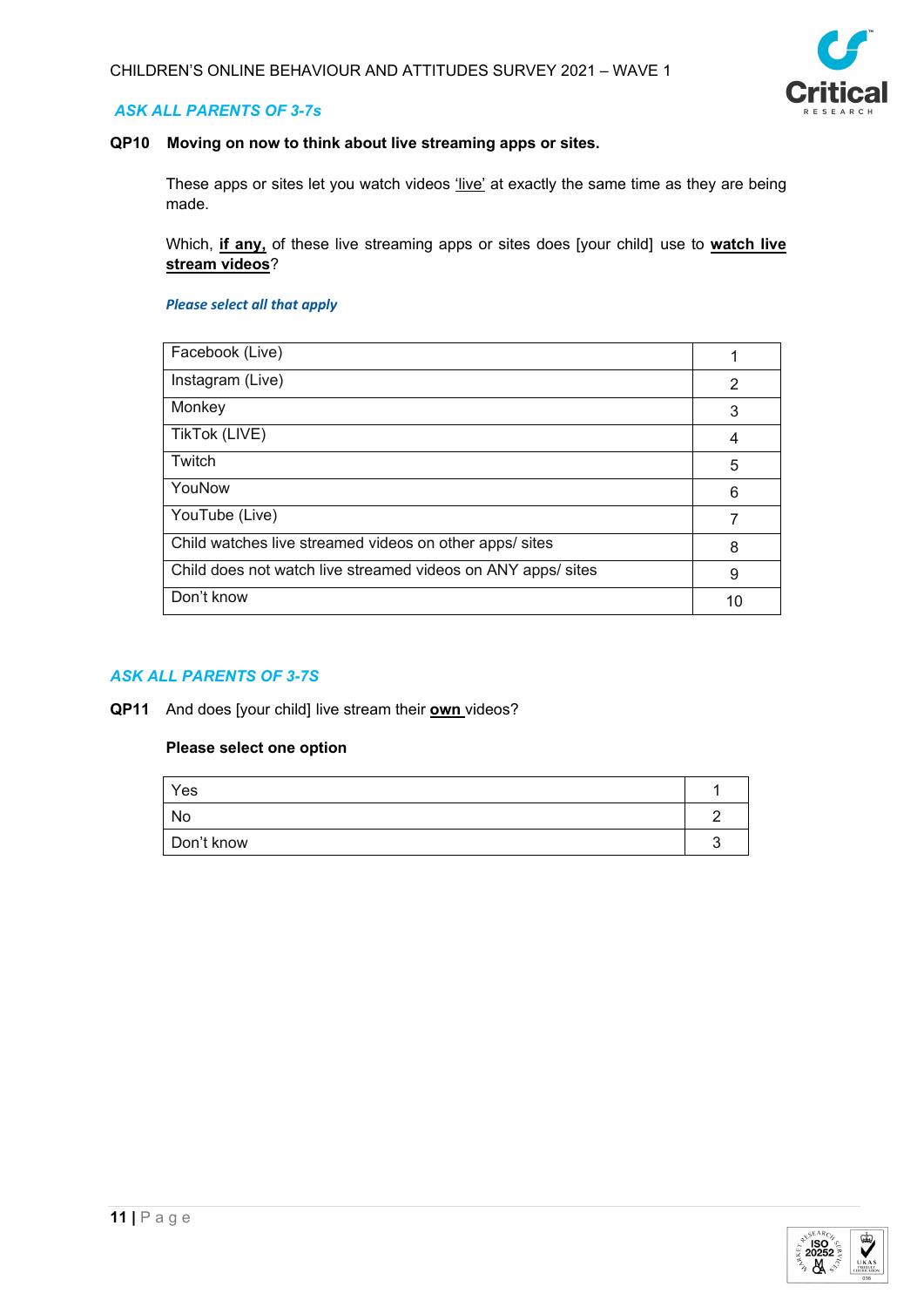***ASK ALL PARENTS OF 3-7s***

**QP10 Moving on now to think about live streaming apps or sites.**

These apps or sites let you watch videos 'live' at exactly the same time as they are being made.

Which, **if any,** of these live streaming apps or sites does [your child] use to **watch live stream videos**?

***Please select all that apply***

| | |
|---|---|
| Facebook (Live) | 1 |
| Instagram (Live) | 2 |
| Monkey | 3 |
| TikTok (LIVE) | 4 |
| Twitch | 5 |
| YouNow | 6 |
| YouTube (Live) | 7 |
| Child watches live streamed videos on other apps/ sites | 8 |
| Child does not watch live streamed videos on ANY apps/ sites | 9 |
| Don't know | 10 |

***ASK ALL PARENTS OF 3-7S***

**QP11** And does [your child] live stream their **own** videos?

**Please select one option**

| | |
|---|---|
| Yes | 1 |
| No | 2 |
| Don't know | 3 |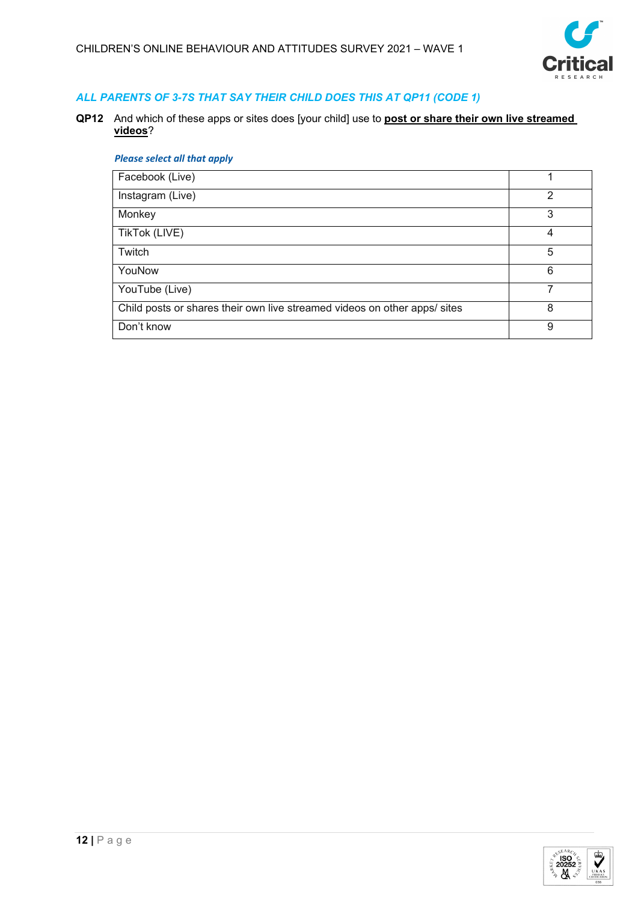*ALL PARENTS OF 3-7S THAT SAY THEIR CHILD DOES THIS AT QP11 (CODE 1)*

**QP12** And which of these apps or sites does [your child] use to **post or share their own live streamed videos**?

*Please select all that apply*

| | |
|---|---|
| Facebook (Live) | 1 |
| Instagram (Live) | 2 |
| Monkey | 3 |
| TikTok (LIVE) | 4 |
| Twitch | 5 |
| YouNow | 6 |
| YouTube (Live) | 7 |
| Child posts or shares their own live streamed videos on other apps/ sites | 8 |
| Don't know | 9 |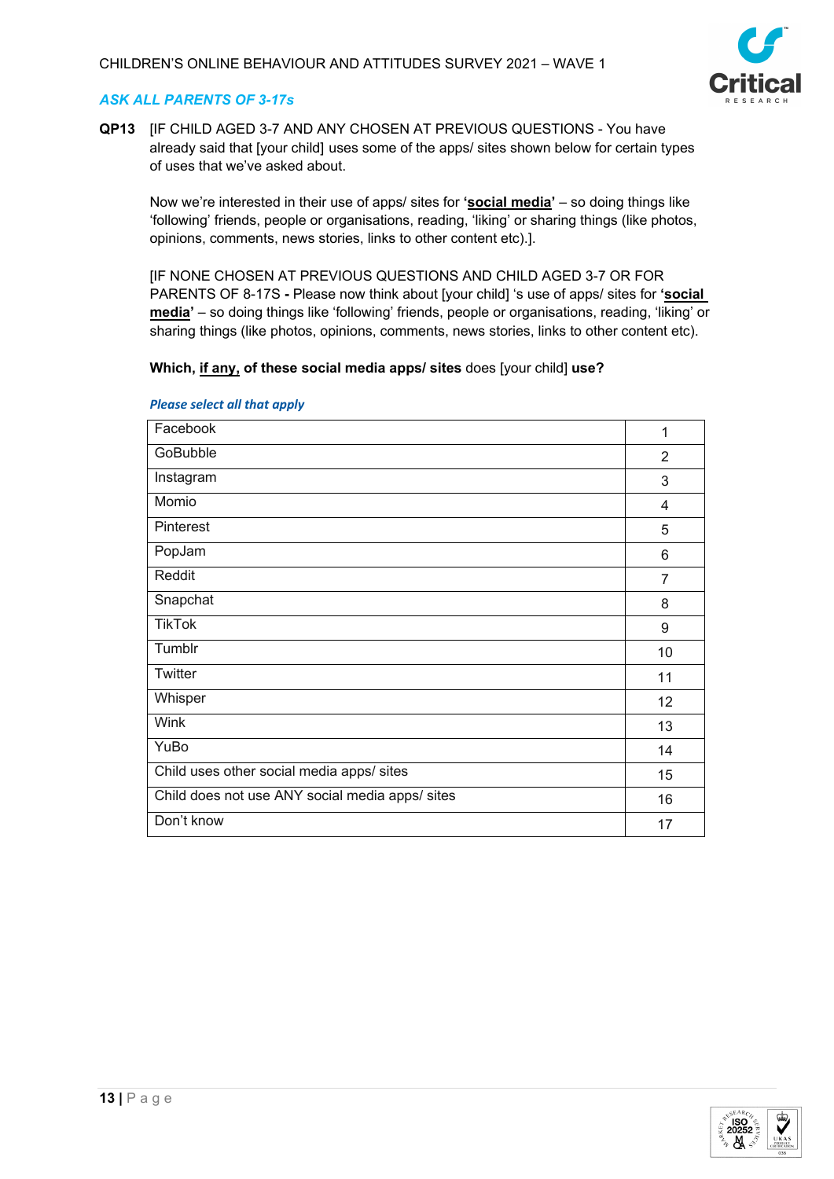*ASK ALL PARENTS OF 3-17s*

**QP13** [IF CHILD AGED 3-7 AND ANY CHOSEN AT PREVIOUS QUESTIONS - You have already said that [your child] uses some of the apps/ sites shown below for certain types of uses that we've asked about.

Now we're interested in their use of apps/ sites for **'social media'** – so doing things like 'following' friends, people or organisations, reading, 'liking' or sharing things (like photos, opinions, comments, news stories, links to other content etc).].

[IF NONE CHOSEN AT PREVIOUS QUESTIONS AND CHILD AGED 3-7 OR FOR PARENTS OF 8-17S **-** Please now think about [your child] 's use of apps/ sites for **'social media'** – so doing things like 'following' friends, people or organisations, reading, 'liking' or sharing things (like photos, opinions, comments, news stories, links to other content etc).

**Which, if any, of these social media apps/ sites** does [your child] **use?**

***Please select all that apply***

| | |
|---|---|
| Facebook | 1 |
| GoBubble | 2 |
| Instagram | 3 |
| Momio | 4 |
| Pinterest | 5 |
| PopJam | 6 |
| Reddit | 7 |
| Snapchat | 8 |
| TikTok | 9 |
| Tumblr | 10 |
| Twitter | 11 |
| Whisper | 12 |
| Wink | 13 |
| YuBo | 14 |
| Child uses other social media apps/ sites | 15 |
| Child does not use ANY social media apps/ sites | 16 |
| Don't know | 17 |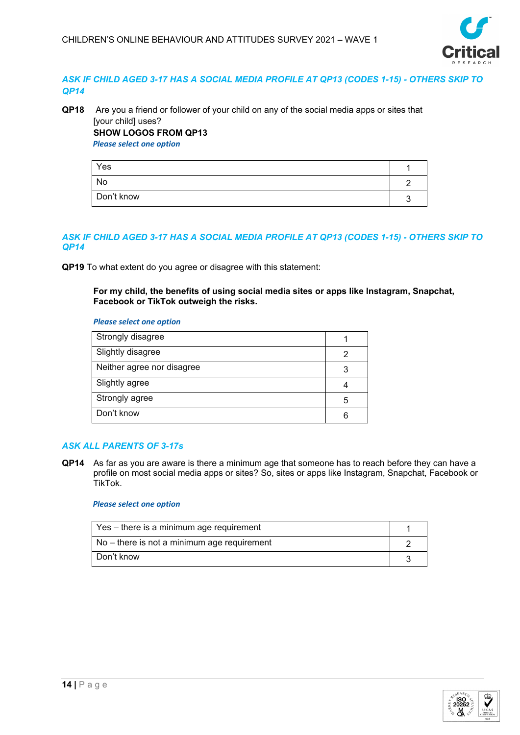*ASK IF CHILD AGED 3-17 HAS A SOCIAL MEDIA PROFILE AT QP13 (CODES 1-15) - OTHERS SKIP TO QP14*

**QP18** Are you a friend or follower of your child on any of the social media apps or sites that [your child] uses?
**SHOW LOGOS FROM QP13**
*Please select one option*

| | |
|---|---|
| Yes | 1 |
| No | 2 |
| Don't know | 3 |

*ASK IF CHILD AGED 3-17 HAS A SOCIAL MEDIA PROFILE AT QP13 (CODES 1-15) - OTHERS SKIP TO QP14*

**QP19** To what extent do you agree or disagree with this statement:

**For my child, the benefits of using social media sites or apps like Instagram, Snapchat, Facebook or TikTok outweigh the risks.**

*Please select one option*

| | |
|---|---|
| Strongly disagree | 1 |
| Slightly disagree | 2 |
| Neither agree nor disagree | 3 |
| Slightly agree | 4 |
| Strongly agree | 5 |
| Don't know | 6 |

*ASK ALL PARENTS OF 3-17s*

**QP14** As far as you are aware is there a minimum age that someone has to reach before they can have a profile on most social media apps or sites? So, sites or apps like Instagram, Snapchat, Facebook or TikTok.

*Please select one option*

| | |
|---|---|
| Yes – there is a minimum age requirement | 1 |
| No – there is not a minimum age requirement | 2 |
| Don't know | 3 |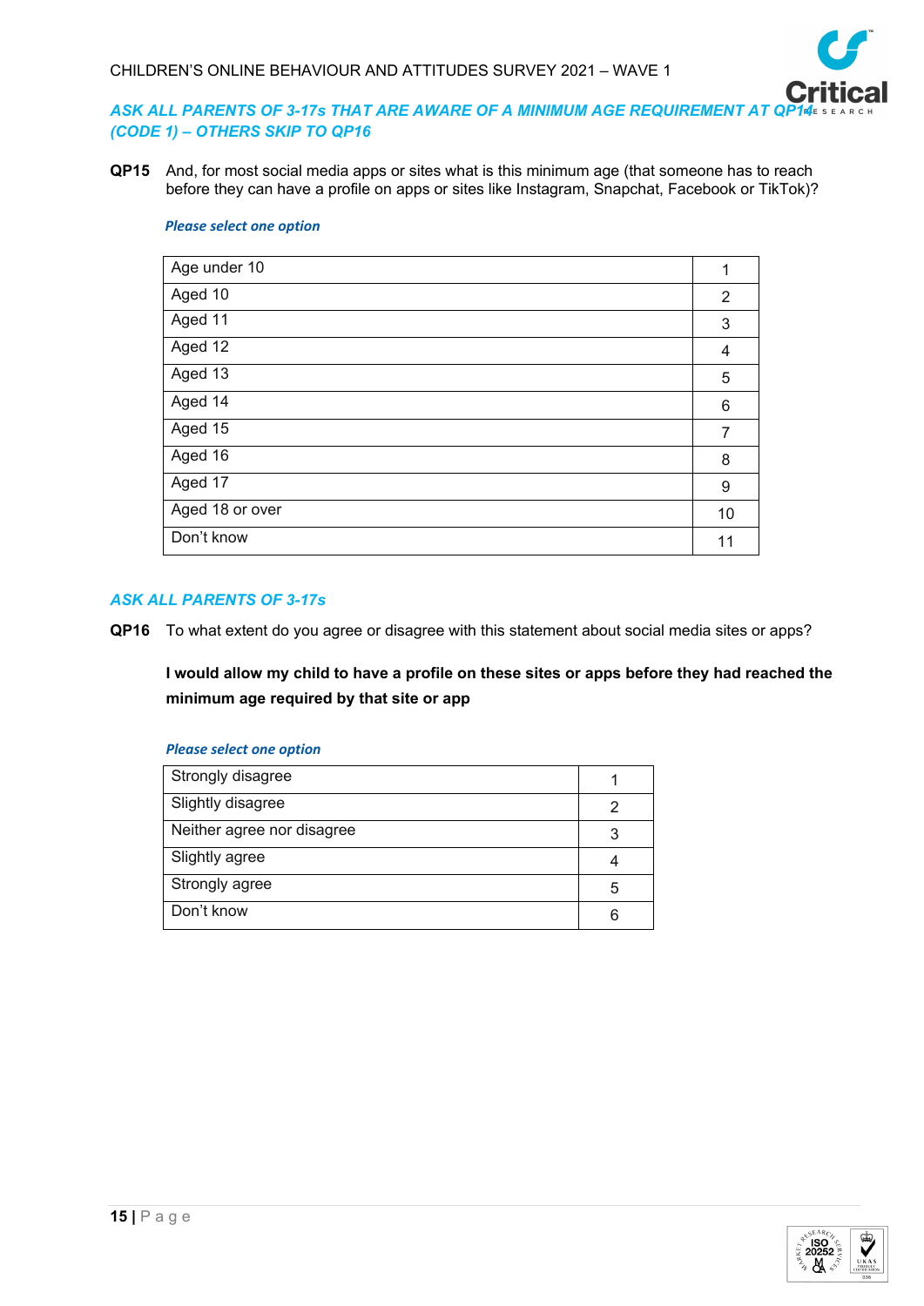*ASK ALL PARENTS OF 3-17s THAT ARE AWARE OF A MINIMUM AGE REQUIREMENT AT QP14 (CODE 1) – OTHERS SKIP TO QP16*

**QP15** And, for most social media apps or sites what is this minimum age (that someone has to reach before they can have a profile on apps or sites like Instagram, Snapchat, Facebook or TikTok)?

*Please select one option*

| | |
|---|---|
| Age under 10 | 1 |
| Aged 10 | 2 |
| Aged 11 | 3 |
| Aged 12 | 4 |
| Aged 13 | 5 |
| Aged 14 | 6 |
| Aged 15 | 7 |
| Aged 16 | 8 |
| Aged 17 | 9 |
| Aged 18 or over | 10 |
| Don't know | 11 |

*ASK ALL PARENTS OF 3-17s*

**QP16** To what extent do you agree or disagree with this statement about social media sites or apps?

**I would allow my child to have a profile on these sites or apps before they had reached the minimum age required by that site or app**

*Please select one option*

| | |
|---|---|
| Strongly disagree | 1 |
| Slightly disagree | 2 |
| Neither agree nor disagree | 3 |
| Slightly agree | 4 |
| Strongly agree | 5 |
| Don't know | 6 |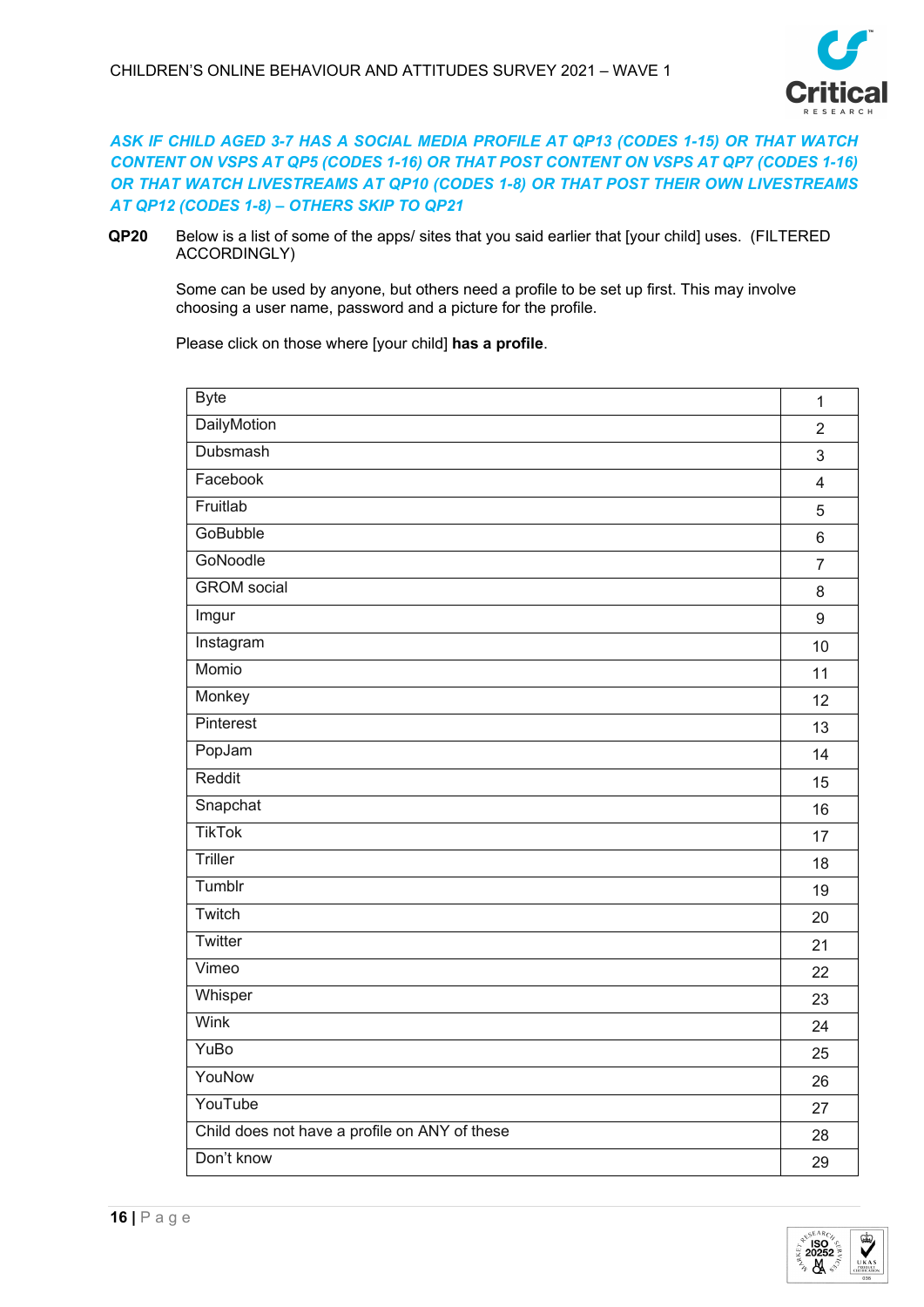*ASK IF CHILD AGED 3-7 HAS A SOCIAL MEDIA PROFILE AT QP13 (CODES 1-15) OR THAT WATCH CONTENT ON VSPS AT QP5 (CODES 1-16) OR THAT POST CONTENT ON VSPS AT QP7 (CODES 1-16) OR THAT WATCH LIVESTREAMS AT QP10 (CODES 1-8) OR THAT POST THEIR OWN LIVESTREAMS AT QP12 (CODES 1-8) – OTHERS SKIP TO QP21*

**QP20** Below is a list of some of the apps/ sites that you said earlier that [your child] uses. (FILTERED ACCORDINGLY)

Some can be used by anyone, but others need a profile to be set up first. This may involve choosing a user name, password and a picture for the profile.

Please click on those where [your child] **has a profile**.

| | |
|---|---|
| Byte | 1 |
| DailyMotion | 2 |
| Dubsmash | 3 |
| Facebook | 4 |
| Fruitlab | 5 |
| GoBubble | 6 |
| GoNoodle | 7 |
| GROM social | 8 |
| Imgur | 9 |
| Instagram | 10 |
| Momio | 11 |
| Monkey | 12 |
| Pinterest | 13 |
| PopJam | 14 |
| Reddit | 15 |
| Snapchat | 16 |
| TikTok | 17 |
| Triller | 18 |
| Tumblr | 19 |
| Twitch | 20 |
| Twitter | 21 |
| Vimeo | 22 |
| Whisper | 23 |
| Wink | 24 |
| YuBo | 25 |
| YouNow | 26 |
| YouTube | 27 |
| Child does not have a profile on ANY of these | 28 |
| Don't know | 29 |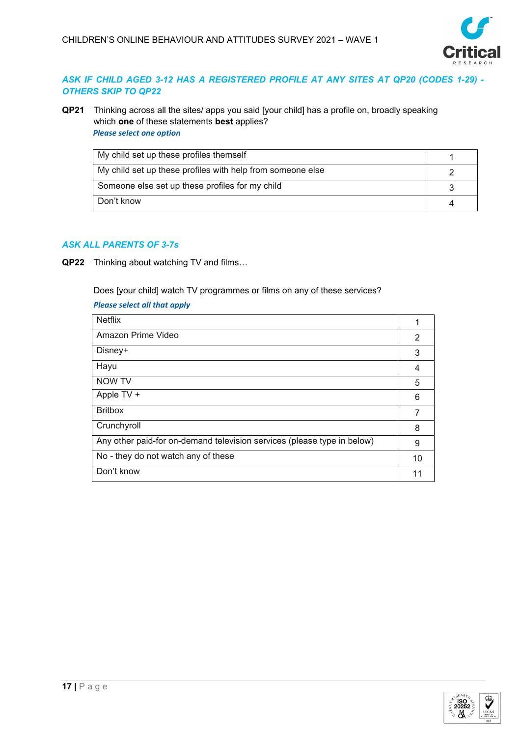*ASK IF CHILD AGED 3-12 HAS A REGISTERED PROFILE AT ANY SITES AT QP20 (CODES 1-29) - OTHERS SKIP TO QP22*

**QP21** Thinking across all the sites/ apps you said [your child] has a profile on, broadly speaking which **one** of these statements **best** applies?

*Please select one option*

| | |
|---|---|
| My child set up these profiles themself | 1 |
| My child set up these profiles with help from someone else | 2 |
| Someone else set up these profiles for my child | 3 |
| Don't know | 4 |

*ASK ALL PARENTS OF 3-7s*

**QP22** Thinking about watching TV and films…

Does [your child] watch TV programmes or films on any of these services?

*Please select all that apply*

| | |
|---|---|
| Netflix | 1 |
| Amazon Prime Video | 2 |
| Disney+ | 3 |
| Hayu | 4 |
| NOW TV | 5 |
| Apple TV + | 6 |
| Britbox | 7 |
| Crunchyroll | 8 |
| Any other paid-for on-demand television services (please type in below) | 9 |
| No - they do not watch any of these | 10 |
| Don't know | 11 |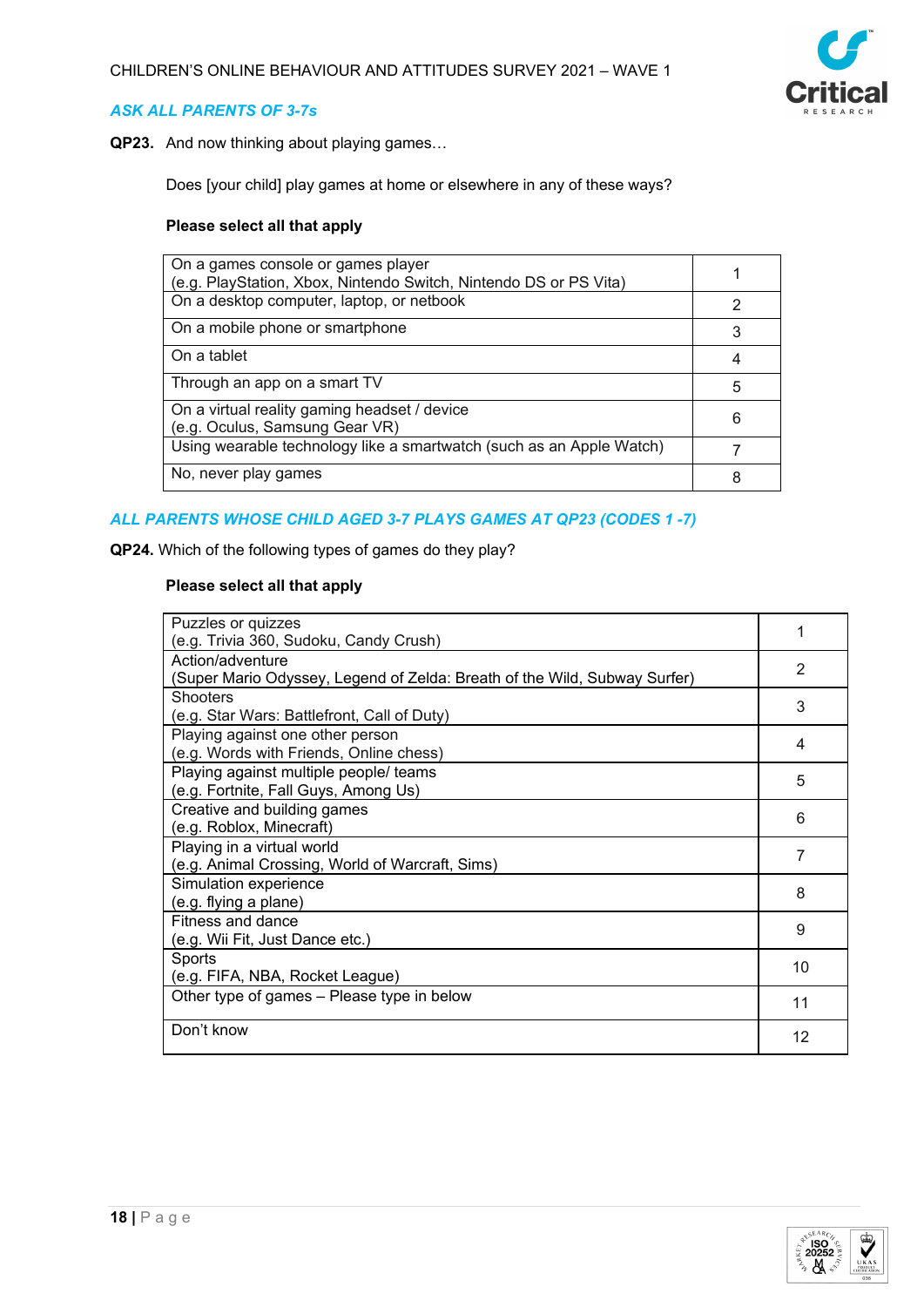*ASK ALL PARENTS OF 3-7s*

**QP23.** And now thinking about playing games…

Does [your child] play games at home or elsewhere in any of these ways?

**Please select all that apply**

| | |
|---|---|
| On a games console or games player (e.g. PlayStation, Xbox, Nintendo Switch, Nintendo DS or PS Vita) | 1 |
| On a desktop computer, laptop, or netbook | 2 |
| On a mobile phone or smartphone | 3 |
| On a tablet | 4 |
| Through an app on a smart TV | 5 |
| On a virtual reality gaming headset / device (e.g. Oculus, Samsung Gear VR) | 6 |
| Using wearable technology like a smartwatch (such as an Apple Watch) | 7 |
| No, never play games | 8 |

*ALL PARENTS WHOSE CHILD AGED 3-7 PLAYS GAMES AT QP23 (CODES 1 -7)*

**QP24.** Which of the following types of games do they play?

**Please select all that apply**

| | |
|---|---|
| Puzzles or quizzes (e.g. Trivia 360, Sudoku, Candy Crush) | 1 |
| Action/adventure (Super Mario Odyssey, Legend of Zelda: Breath of the Wild, Subway Surfer) | 2 |
| Shooters (e.g. Star Wars: Battlefront, Call of Duty) | 3 |
| Playing against one other person (e.g. Words with Friends, Online chess) | 4 |
| Playing against multiple people/ teams (e.g. Fortnite, Fall Guys, Among Us) | 5 |
| Creative and building games (e.g. Roblox, Minecraft) | 6 |
| Playing in a virtual world (e.g. Animal Crossing, World of Warcraft, Sims) | 7 |
| Simulation experience (e.g. flying a plane) | 8 |
| Fitness and dance (e.g. Wii Fit, Just Dance etc.) | 9 |
| Sports (e.g. FIFA, NBA, Rocket League) | 10 |
| Other type of games – Please type in below | 11 |
| Don't know | 12 |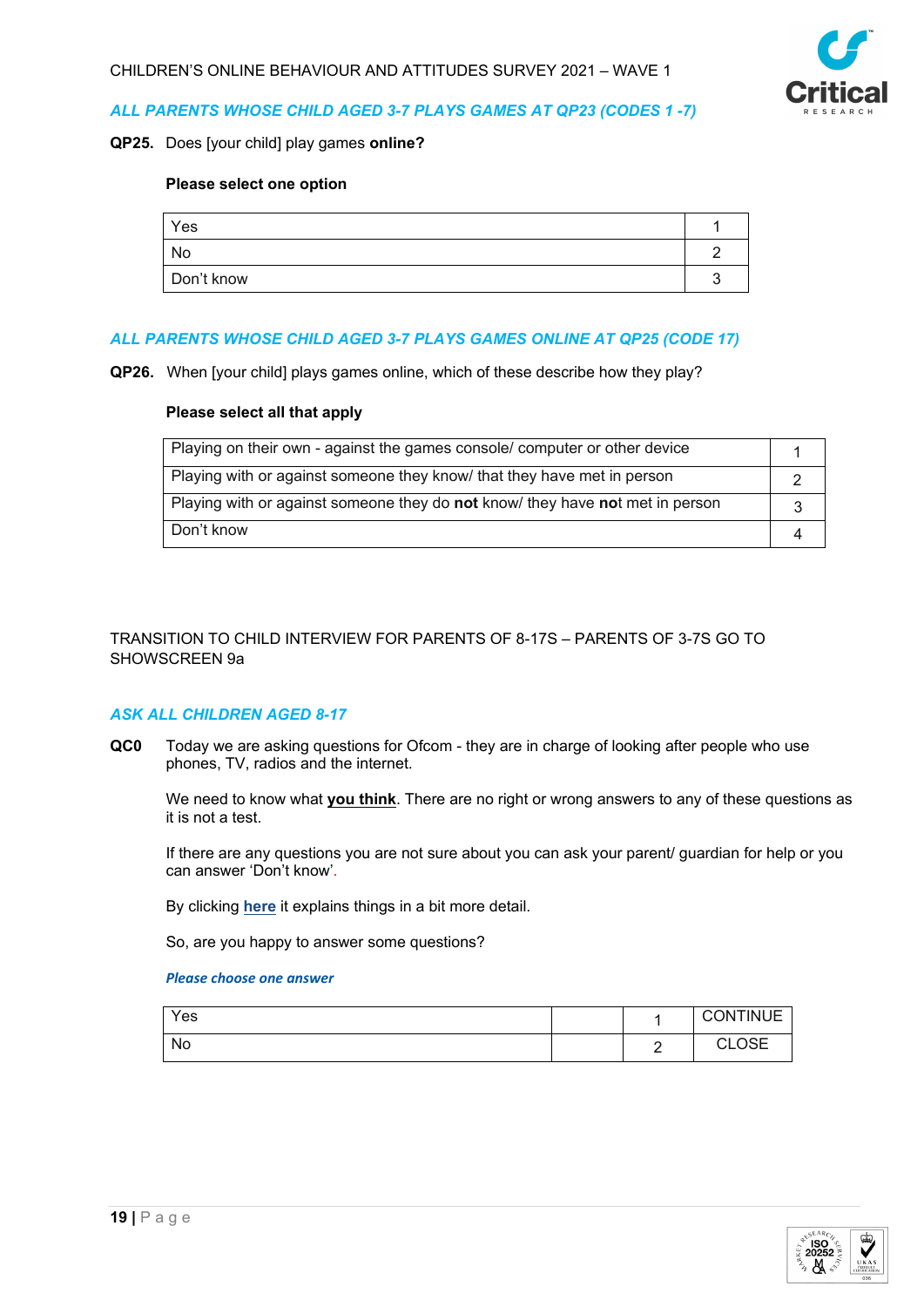*ALL PARENTS WHOSE CHILD AGED 3-7 PLAYS GAMES AT QP23 (CODES 1 -7)*

**QP25.** Does [your child] play games **online?**

**Please select one option**

| | |
|---|---|
| Yes | 1 |
| No | 2 |
| Don't know | 3 |

*ALL PARENTS WHOSE CHILD AGED 3-7 PLAYS GAMES ONLINE AT QP25 (CODE 17)*

**QP26.** When [your child] plays games online, which of these describe how they play?

**Please select all that apply**

| | |
|---|---|
| Playing on their own - against the games console/ computer or other device | 1 |
| Playing with or against someone they know/ that they have met in person | 2 |
| Playing with or against someone they do **not** know/ they have **no**t met in person | 3 |
| Don't know | 4 |

TRANSITION TO CHILD INTERVIEW FOR PARENTS OF 8-17S – PARENTS OF 3-7S GO TO SHOWSCREEN 9a

*ALL CHILDREN AGED 8-17*

**QC0** Today we are asking questions for Ofcom - they are in charge of looking after people who use phones, TV, radios and the internet.

We need to know what **you think**. There are no right or wrong answers to any of these questions as it is not a test.

If there are any questions you are not sure about you can ask your parent/ guardian for help or you can answer 'Don't know'.

By clicking **here** it explains things in a bit more detail.

So, are you happy to answer some questions?

*Please choose one answer*

| | | | |
|---|---|---|---|
| Yes | | 1 | CONTINUE |
| No | | 2 | CLOSE |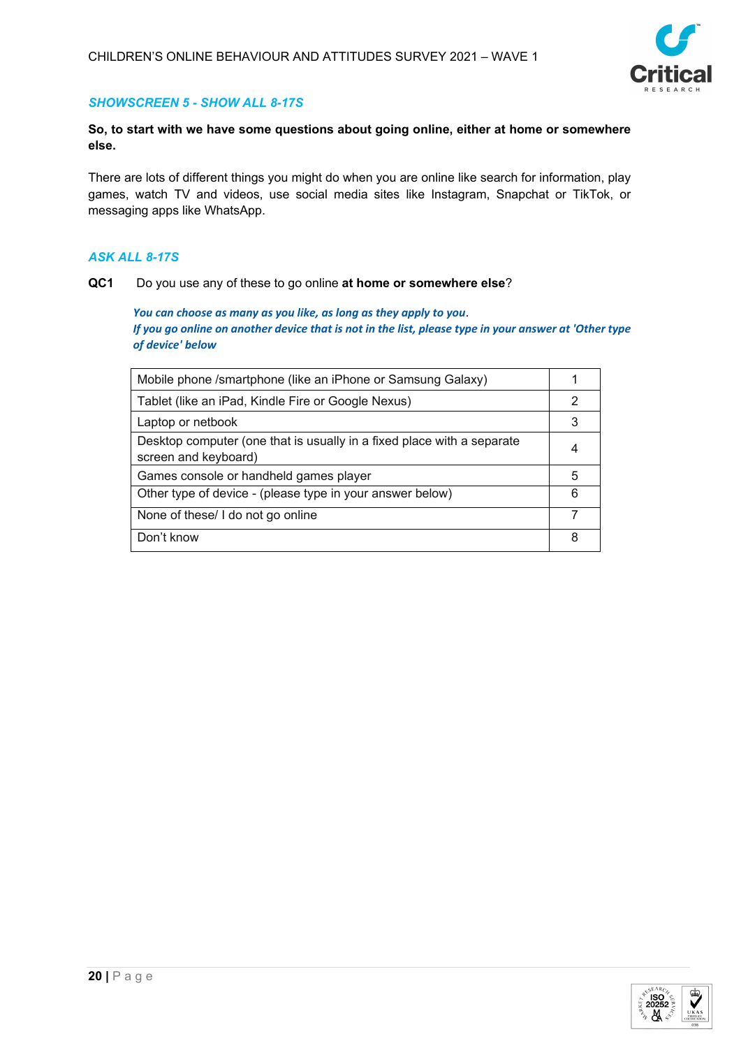### *SHOWSCREEN 5 - SHOW ALL 8-17S*

**So, to start with we have some questions about going online, either at home or somewhere else.**

There are lots of different things you might do when you are online like search for information, play games, watch TV and videos, use social media sites like Instagram, Snapchat or TikTok, or messaging apps like WhatsApp.

### *ASK ALL 8-17S*

**QC1** Do you use any of these to go online **at home or somewhere else**?

*You can choose as many as you like, as long as they apply to you.*
*If you go online on another device that is not in the list, please type in your answer at 'Other type of device' below*

| | |
|---|---|
| Mobile phone /smartphone (like an iPhone or Samsung Galaxy) | 1 |
| Tablet (like an iPad, Kindle Fire or Google Nexus) | 2 |
| Laptop or netbook | 3 |
| Desktop computer (one that is usually in a fixed place with a separate screen and keyboard) | 4 |
| Games console or handheld games player | 5 |
| Other type of device - (please type in your answer below) | 6 |
| None of these/ I do not go online | 7 |
| Don't know | 8 |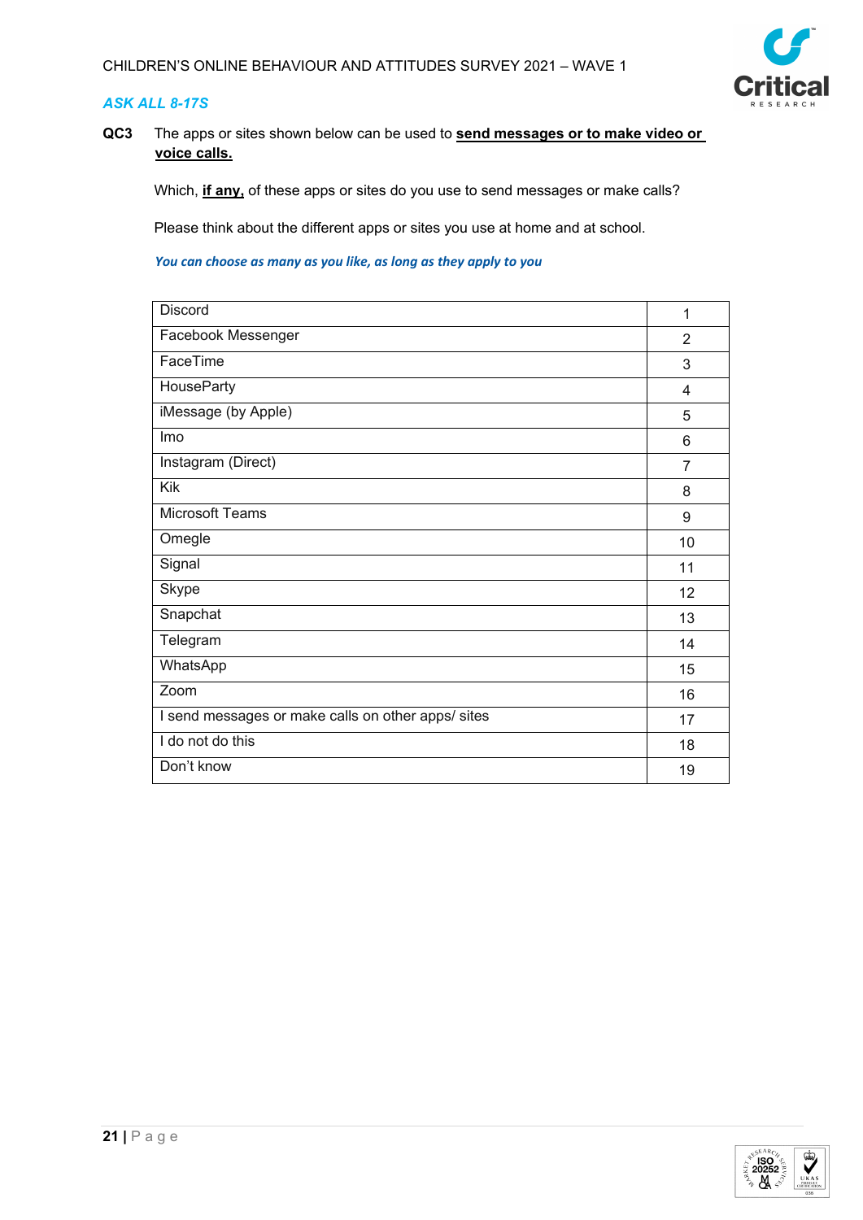*ASK ALL 8-17S*

**QC3** The apps or sites shown below can be used to **send messages or to make video or voice calls.**

Which, **if any,** of these apps or sites do you use to send messages or make calls?

Please think about the different apps or sites you use at home and at school.

*You can choose as many as you like, as long as they apply to you*

| | |
|---|---|
| Discord | 1 |
| Facebook Messenger | 2 |
| FaceTime | 3 |
| HouseParty | 4 |
| iMessage (by Apple) | 5 |
| Imo | 6 |
| Instagram (Direct) | 7 |
| Kik | 8 |
| Microsoft Teams | 9 |
| Omegle | 10 |
| Signal | 11 |
| Skype | 12 |
| Snapchat | 13 |
| Telegram | 14 |
| WhatsApp | 15 |
| Zoom | 16 |
| I send messages or make calls on other apps/ sites | 17 |
| I do not do this | 18 |
| Don't know | 19 |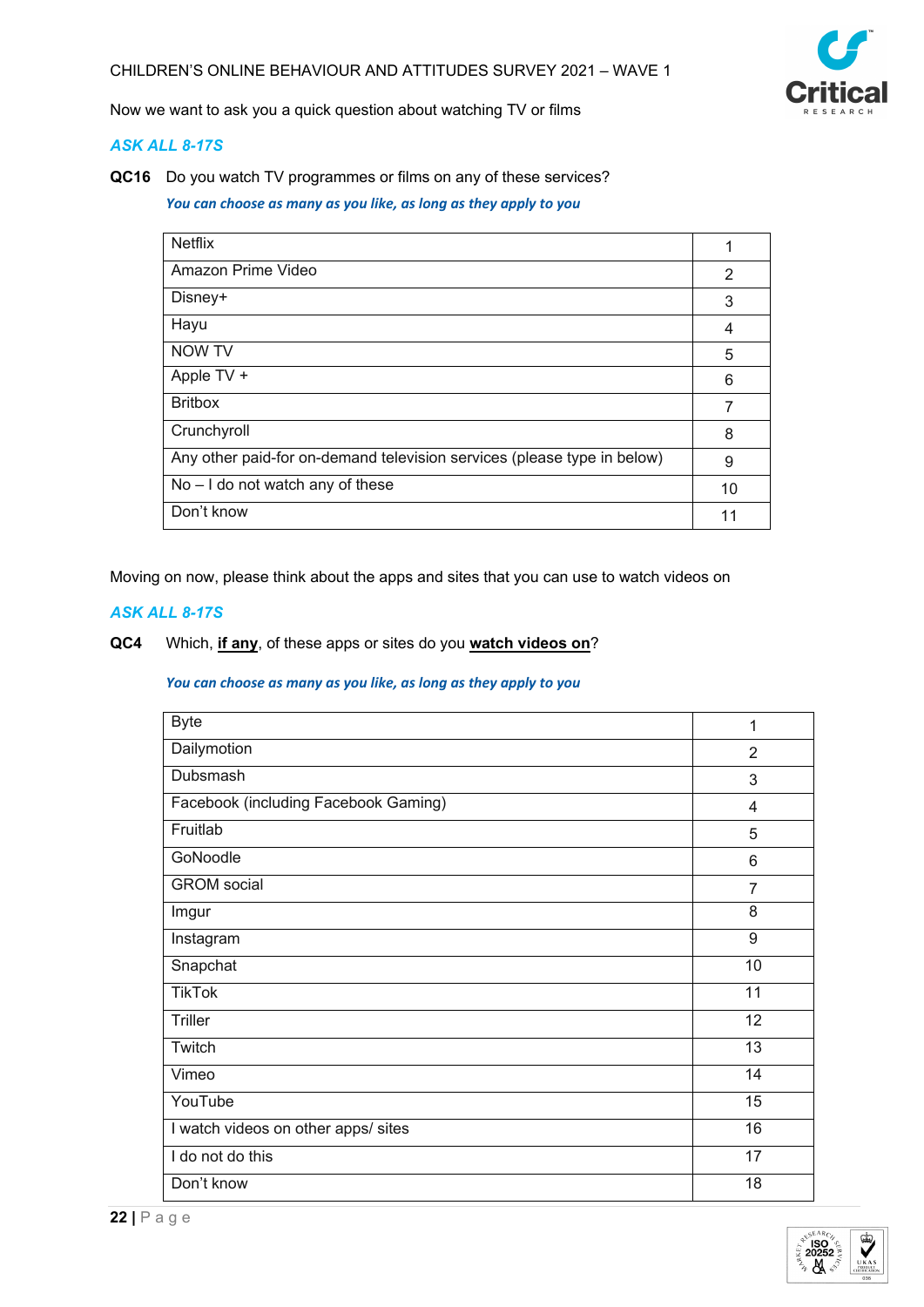Now we want to ask you a quick question about watching TV or films

*ASK ALL 8-17S*

**QC16** Do you watch TV programmes or films on any of these services?

*You can choose as many as you like, as long as they apply to you*

| | |
|---|---|
| Netflix | 1 |
| Amazon Prime Video | 2 |
| Disney+ | 3 |
| Hayu | 4 |
| NOW TV | 5 |
| Apple TV + | 6 |
| Britbox | 7 |
| Crunchyroll | 8 |
| Any other paid-for on-demand television services (please type in below) | 9 |
| No – I do not watch any of these | 10 |
| Don't know | 11 |

Moving on now, please think about the apps and sites that you can use to watch videos on

*ASK ALL 8-17S*

**QC4** Which, **if any**, of these apps or sites do you **watch videos on**?

*You can choose as many as you like, as long as they apply to you*

| | |
|---|---|
| Byte | 1 |
| Dailymotion | 2 |
| Dubsmash | 3 |
| Facebook (including Facebook Gaming) | 4 |
| Fruitlab | 5 |
| GoNoodle | 6 |
| GROM social | 7 |
| Imgur | 8 |
| Instagram | 9 |
| Snapchat | 10 |
| TikTok | 11 |
| Triller | 12 |
| Twitch | 13 |
| Vimeo | 14 |
| YouTube | 15 |
| I watch videos on other apps/ sites | 16 |
| I do not do this | 17 |
| Don't know | 18 |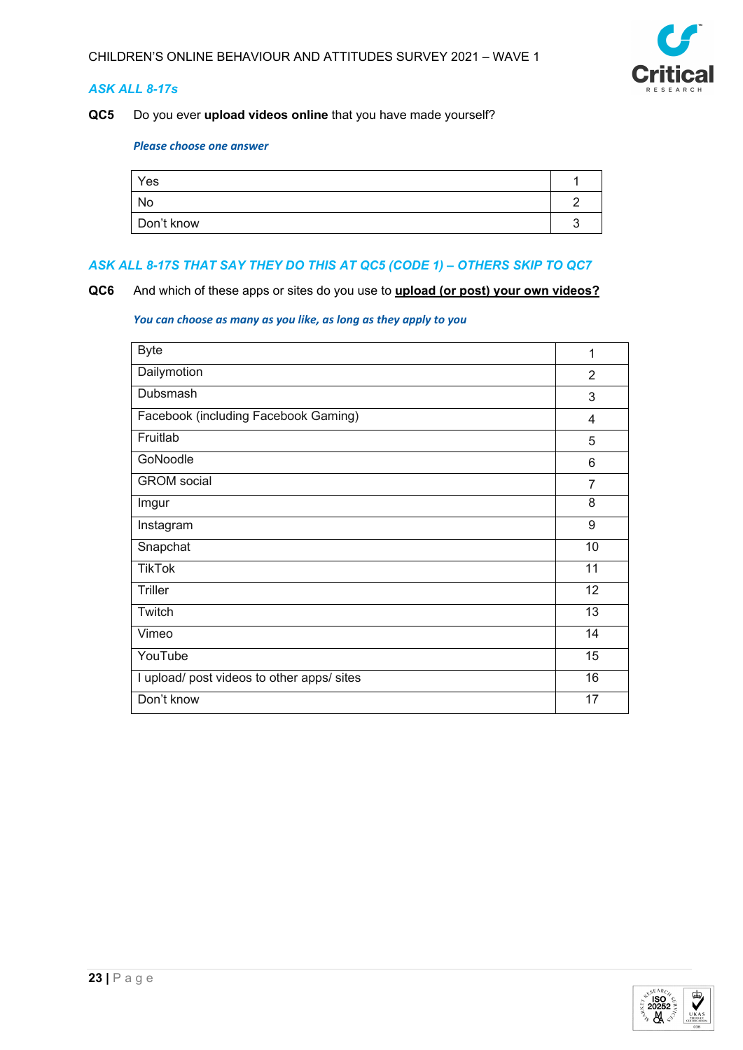*ASK ALL 8-17s*

**QC5** Do you ever **upload videos online** that you have made yourself?

*Please choose one answer*

| | |
|---|---|
| Yes | 1 |
| No | 2 |
| Don't know | 3 |

*ASK ALL 8-17S THAT SAY THEY DO THIS AT QC5 (CODE 1) – OTHERS SKIP TO QC7*

**QC6** And which of these apps or sites do you use to **upload (or post) your own videos?**

*You can choose as many as you like, as long as they apply to you*

| | |
|---|---|
| Byte | 1 |
| Dailymotion | 2 |
| Dubsmash | 3 |
| Facebook (including Facebook Gaming) | 4 |
| Fruitlab | 5 |
| GoNoodle | 6 |
| GROM social | 7 |
| Imgur | 8 |
| Instagram | 9 |
| Snapchat | 10 |
| TikTok | 11 |
| Triller | 12 |
| Twitch | 13 |
| Vimeo | 14 |
| YouTube | 15 |
| I upload/ post videos to other apps/ sites | 16 |
| Don't know | 17 |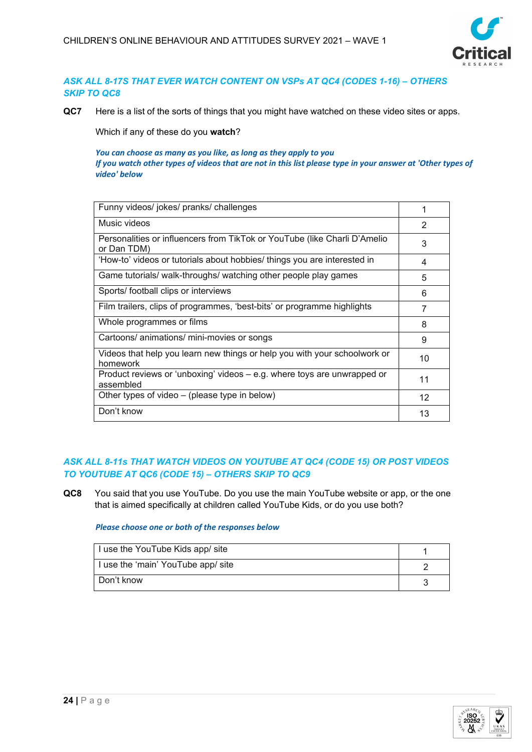*ASK ALL 8-17S THAT EVER WATCH CONTENT ON VSPs AT QC4 (CODES 1-16) – OTHERS SKIP TO QC8*

**QC7** Here is a list of the sorts of things that you might have watched on these video sites or apps.

Which if any of these do you **watch**?

*You can choose as many as you like, as long as they apply to you*
*If you watch other types of videos that are not in this list please type in your answer at 'Other types of video' below*

| | |
|---|---|
| Funny videos/ jokes/ pranks/ challenges | 1 |
| Music videos | 2 |
| Personalities or influencers from TikTok or YouTube (like Charli D'Amelio or Dan TDM) | 3 |
| 'How-to' videos or tutorials about hobbies/ things you are interested in | 4 |
| Game tutorials/ walk-throughs/ watching other people play games | 5 |
| Sports/ football clips or interviews | 6 |
| Film trailers, clips of programmes, 'best-bits' or programme highlights | 7 |
| Whole programmes or films | 8 |
| Cartoons/ animations/ mini-movies or songs | 9 |
| Videos that help you learn new things or help you with your schoolwork or homework | 10 |
| Product reviews or 'unboxing' videos – e.g. where toys are unwrapped or assembled | 11 |
| Other types of video – (please type in below) | 12 |
| Don't know | 13 |

*ASK ALL 8-11s THAT WATCH VIDEOS ON YOUTUBE AT QC4 (CODE 15) OR POST VIDEOS TO YOUTUBE AT QC6 (CODE 15) – OTHERS SKIP TO QC9*

**QC8** You said that you use YouTube. Do you use the main YouTube website or app, or the one that is aimed specifically at children called YouTube Kids, or do you use both?

*Please choose one or both of the responses below*

| | |
|---|---|
| I use the YouTube Kids app/ site | 1 |
| I use the 'main' YouTube app/ site | 2 |
| Don't know | 3 |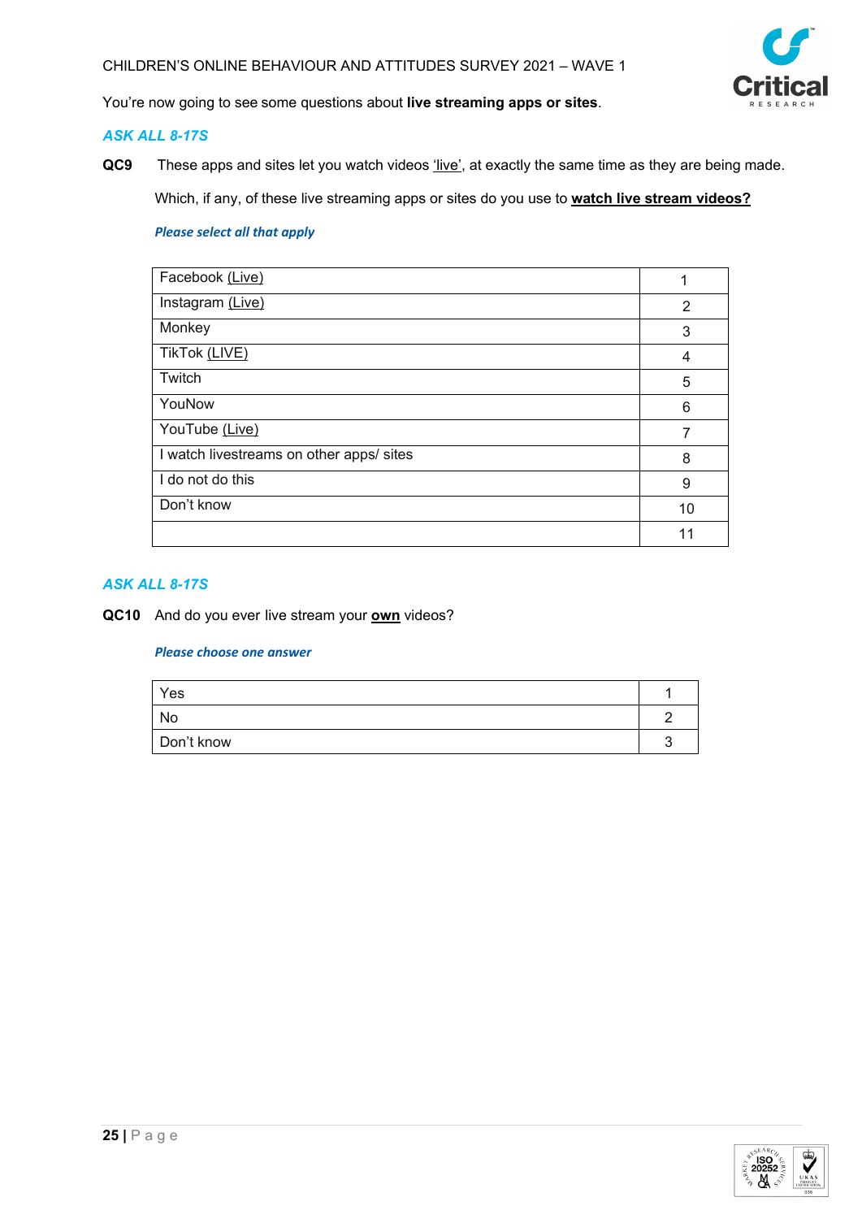You're now going to see some questions about **live streaming apps or sites**.

***ASK ALL 8-17S***

**QC9** These apps and sites let you watch videos 'live', at exactly the same time as they are being made.

Which, if any, of these live streaming apps or sites do you use to **watch live stream videos?**

***Please select all that apply***

| | |
|---|---|
| Facebook (Live) | 1 |
| Instagram (Live) | 2 |
| Monkey | 3 |
| TikTok (LIVE) | 4 |
| Twitch | 5 |
| YouNow | 6 |
| YouTube (Live) | 7 |
| I watch livestreams on other apps/ sites | 8 |
| I do not do this | 9 |
| Don't know | 10 |
| | 11 |

***ASK ALL 8-17S***

**QC10** And do you ever live stream your **own** videos?

***Please choose one answer***

| | |
|---|---|
| Yes | 1 |
| No | 2 |
| Don't know | 3 |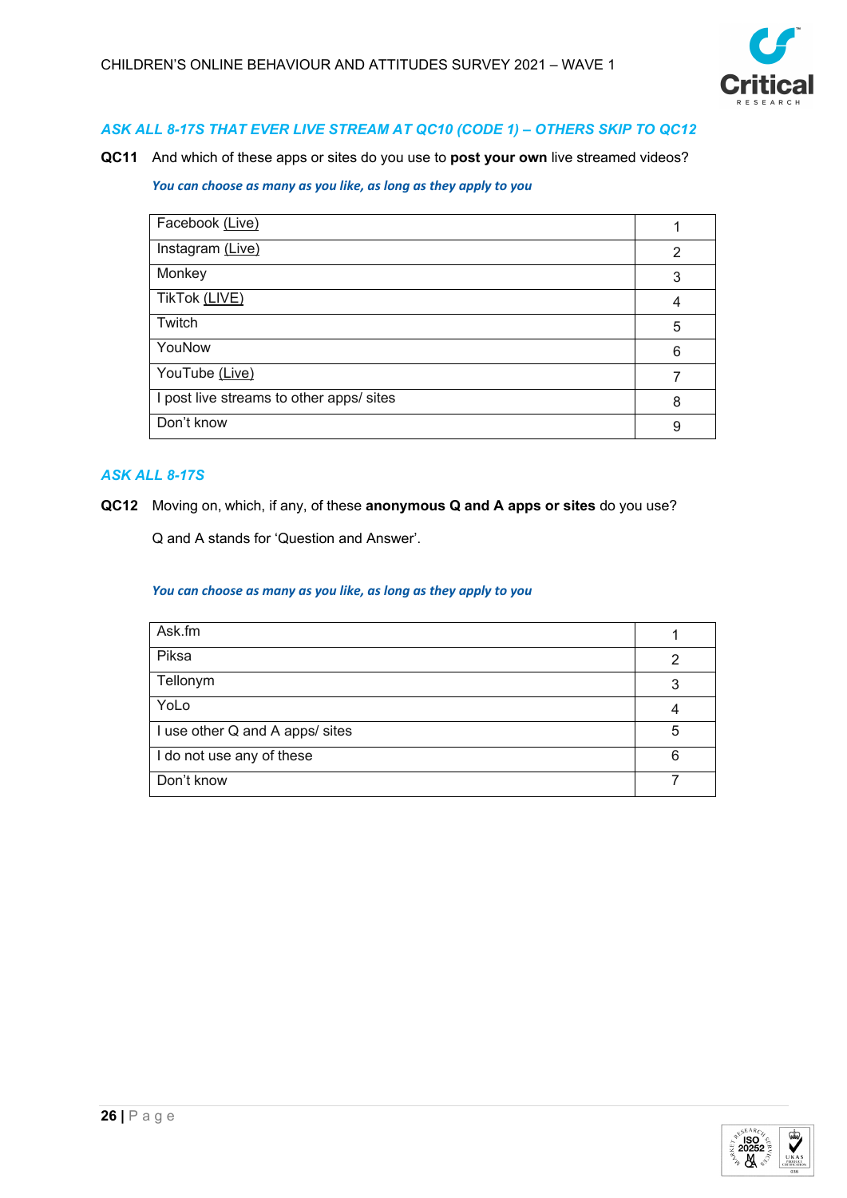*ASK ALL 8-17S THAT EVER LIVE STREAM AT QC10 (CODE 1) – OTHERS SKIP TO QC12*

**QC11** And which of these apps or sites do you use to **post your own** live streamed videos?

*You can choose as many as you like, as long as they apply to you*

| | |
|---|---|
| Facebook (Live) | 1 |
| Instagram (Live) | 2 |
| Monkey | 3 |
| TikTok (LIVE) | 4 |
| Twitch | 5 |
| YouNow | 6 |
| YouTube (Live) | 7 |
| I post live streams to other apps/ sites | 8 |
| Don't know | 9 |

*ASK ALL 8-17S*

**QC12** Moving on, which, if any, of these **anonymous Q and A apps or sites** do you use?

Q and A stands for 'Question and Answer'.

*You can choose as many as you like, as long as they apply to you*

| | |
|---|---|
| Ask.fm | 1 |
| Piksa | 2 |
| Tellonym | 3 |
| YoLo | 4 |
| I use other Q and A apps/ sites | 5 |
| I do not use any of these | 6 |
| Don't know | 7 |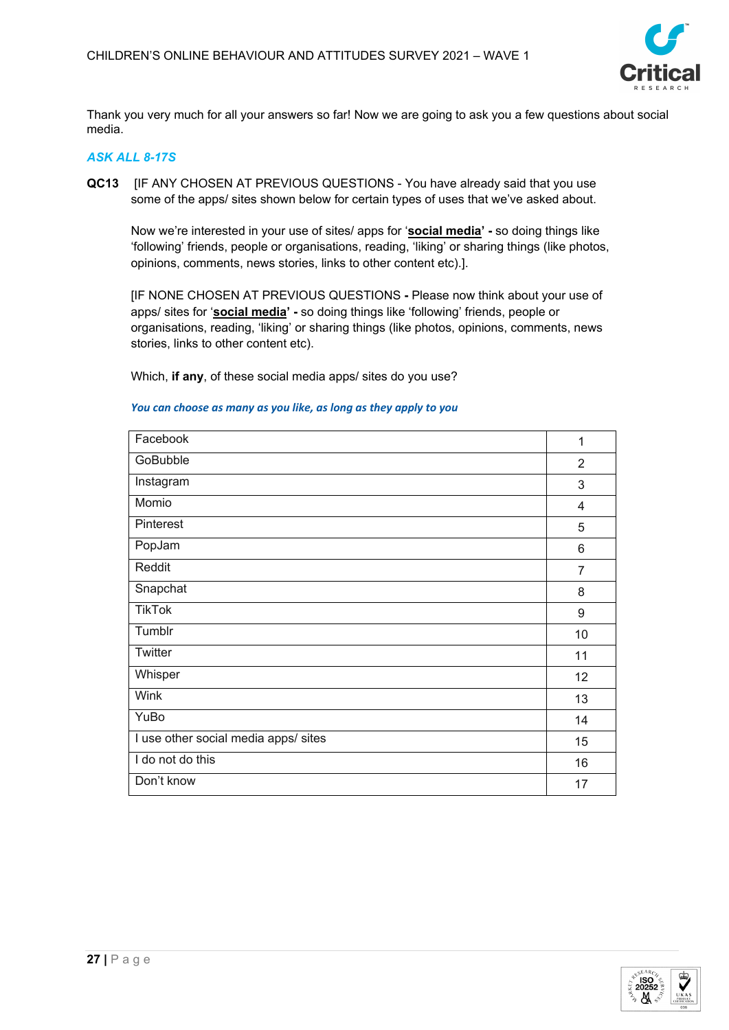Thank you very much for all your answers so far! Now we are going to ask you a few questions about social media.

***ASK ALL 8-17S***

**QC13** [IF ANY CHOSEN AT PREVIOUS QUESTIONS - You have already said that you use some of the apps/ sites shown below for certain types of uses that we've asked about.

Now we're interested in your use of sites/ apps for '**social media' -** so doing things like 'following' friends, people or organisations, reading, 'liking' or sharing things (like photos, opinions, comments, news stories, links to other content etc).].

[IF NONE CHOSEN AT PREVIOUS QUESTIONS **-** Please now think about your use of apps/ sites for '**social media' -** so doing things like 'following' friends, people or organisations, reading, 'liking' or sharing things (like photos, opinions, comments, news stories, links to other content etc).

Which, **if any**, of these social media apps/ sites do you use?

***You can choose as many as you like, as long as they apply to you***

| | |
|---|---|
| Facebook | 1 |
| GoBubble | 2 |
| Instagram | 3 |
| Momio | 4 |
| Pinterest | 5 |
| PopJam | 6 |
| Reddit | 7 |
| Snapchat | 8 |
| TikTok | 9 |
| Tumblr | 10 |
| Twitter | 11 |
| Whisper | 12 |
| Wink | 13 |
| YuBo | 14 |
| I use other social media apps/ sites | 15 |
| I do not do this | 16 |
| Don't know | 17 |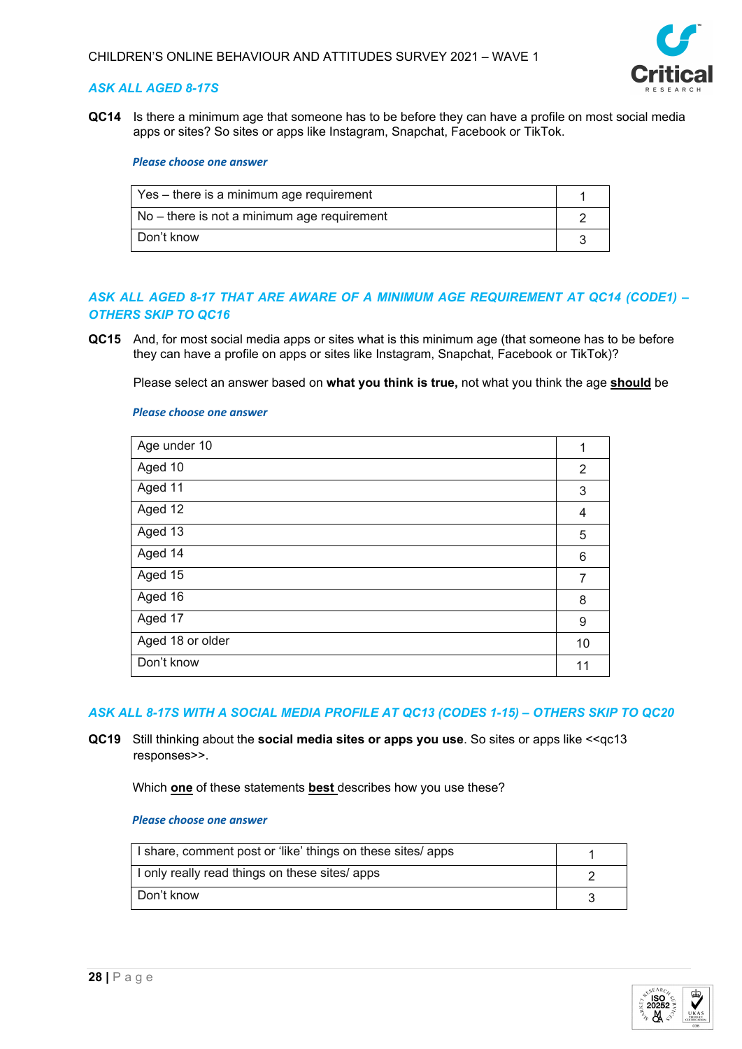*ASK ALL AGED 8-17S*

**QC14** Is there a minimum age that someone has to be before they can have a profile on most social media apps or sites? So sites or apps like Instagram, Snapchat, Facebook or TikTok.

*Please choose one answer*

| | |
|---|---|
| Yes – there is a minimum age requirement | 1 |
| No – there is not a minimum age requirement | 2 |
| Don't know | 3 |

*ASK ALL AGED 8-17 THAT ARE AWARE OF A MINIMUM AGE REQUIREMENT AT QC14 (CODE1) – OTHERS SKIP TO QC16*

**QC15** And, for most social media apps or sites what is this minimum age (that someone has to be before they can have a profile on apps or sites like Instagram, Snapchat, Facebook or TikTok)?

Please select an answer based on **what you think is true,** not what you think the age **should** be

*Please choose one answer*

| | |
|---|---|
| Age under 10 | 1 |
| Aged 10 | 2 |
| Aged 11 | 3 |
| Aged 12 | 4 |
| Aged 13 | 5 |
| Aged 14 | 6 |
| Aged 15 | 7 |
| Aged 16 | 8 |
| Aged 17 | 9 |
| Aged 18 or older | 10 |
| Don't know | 11 |

*ASK ALL 8-17S WITH A SOCIAL MEDIA PROFILE AT QC13 (CODES 1-15) – OTHERS SKIP TO QC20*

**QC19** Still thinking about the **social media sites or apps you use**. So sites or apps like <<qc13 responses>>.

Which **one** of these statements **best** describes how you use these?

*Please choose one answer*

| | |
|---|---|
| I share, comment post or 'like' things on these sites/ apps | 1 |
| I only really read things on these sites/ apps | 2 |
| Don't know | 3 |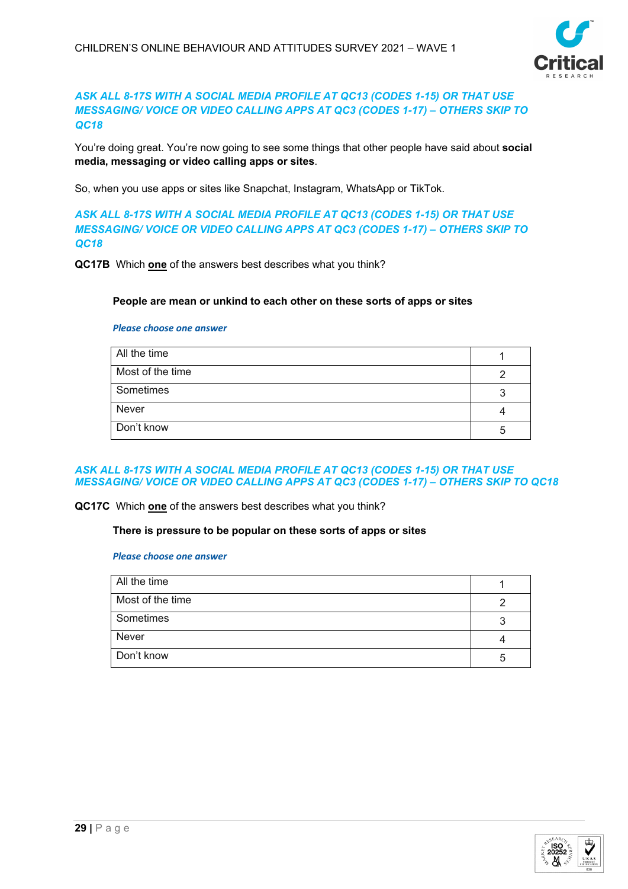***ASK ALL 8-17S WITH A SOCIAL MEDIA PROFILE AT QC13 (CODES 1-15) OR THAT USE MESSAGING/ VOICE OR VIDEO CALLING APPS AT QC3 (CODES 1-17) – OTHERS SKIP TO QC18***

You're doing great. You're now going to see some things that other people have said about **social media, messaging or video calling apps or sites**.

So, when you use apps or sites like Snapchat, Instagram, WhatsApp or TikTok.

***ASK ALL 8-17S WITH A SOCIAL MEDIA PROFILE AT QC13 (CODES 1-15) OR THAT USE MESSAGING/ VOICE OR VIDEO CALLING APPS AT QC3 (CODES 1-17) – OTHERS SKIP TO QC18***

**QC17B** Which **one** of the answers best describes what you think?

**People are mean or unkind to each other on these sorts of apps or sites**

***Please choose one answer***

| | |
|---|---|
| All the time | 1 |
| Most of the time | 2 |
| Sometimes | 3 |
| Never | 4 |
| Don't know | 5 |

***ASK ALL 8-17S WITH A SOCIAL MEDIA PROFILE AT QC13 (CODES 1-15) OR THAT USE MESSAGING/ VOICE OR VIDEO CALLING APPS AT QC3 (CODES 1-17) – OTHERS SKIP TO QC18***

**QC17C** Which **one** of the answers best describes what you think?

**There is pressure to be popular on these sorts of apps or sites**

***Please choose one answer***

| | |
|---|---|
| All the time | 1 |
| Most of the time | 2 |
| Sometimes | 3 |
| Never | 4 |
| Don't know | 5 |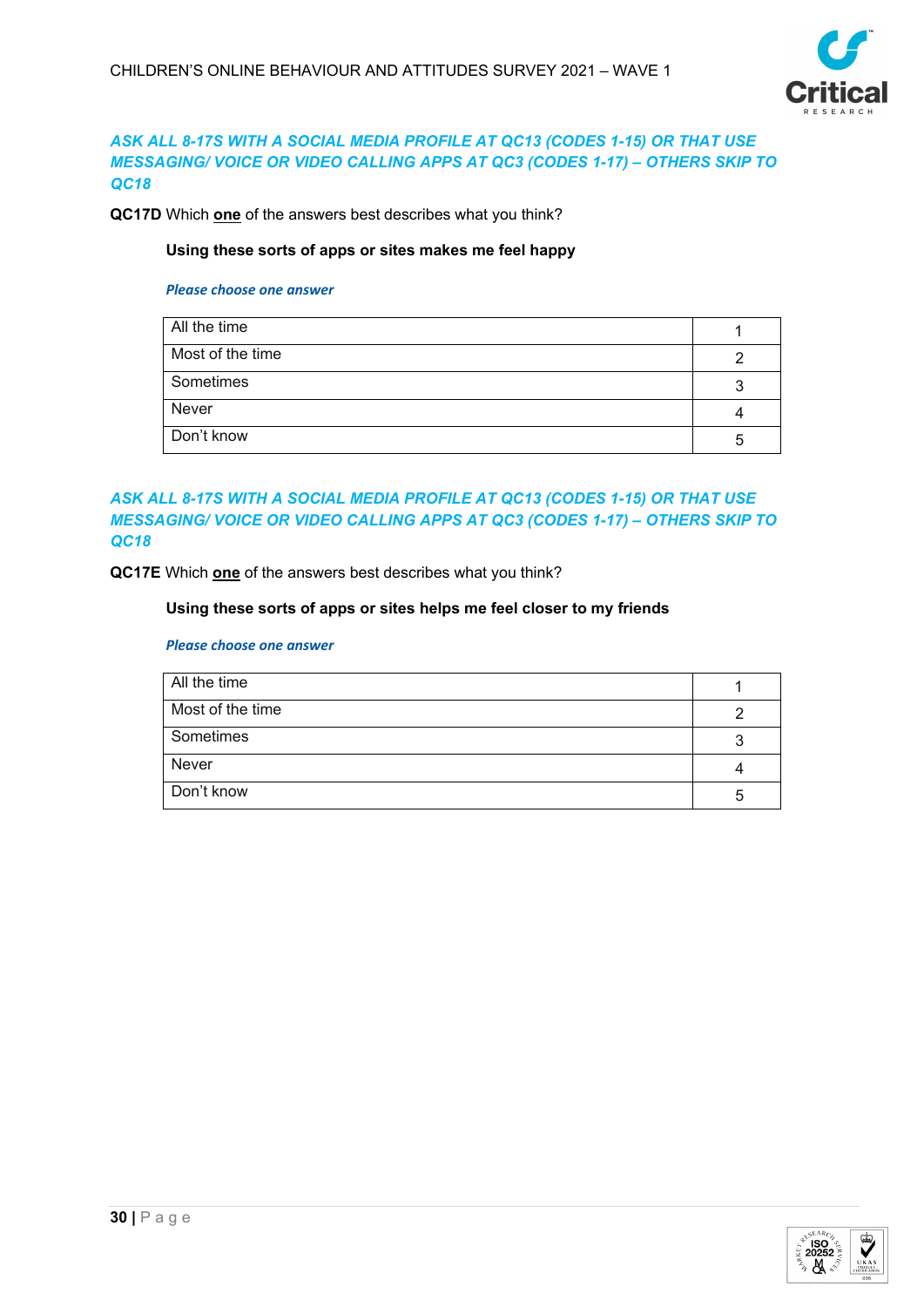***ASK ALL 8-17S WITH A SOCIAL MEDIA PROFILE AT QC13 (CODES 1-15) OR THAT USE MESSAGING/ VOICE OR VIDEO CALLING APPS AT QC3 (CODES 1-17) – OTHERS SKIP TO QC18***

**QC17D** Which **one** of the answers best describes what you think?

**Using these sorts of apps or sites makes me feel happy**

***Please choose one answer***

| | |
|---|---|
| All the time | 1 |
| Most of the time | 2 |
| Sometimes | 3 |
| Never | 4 |
| Don't know | 5 |

***ASK ALL 8-17S WITH A SOCIAL MEDIA PROFILE AT QC13 (CODES 1-15) OR THAT USE MESSAGING/ VOICE OR VIDEO CALLING APPS AT QC3 (CODES 1-17) – OTHERS SKIP TO QC18***

**QC17E** Which **one** of the answers best describes what you think?

**Using these sorts of apps or sites helps me feel closer to my friends**

***Please choose one answer***

| | |
|---|---|
| All the time | 1 |
| Most of the time | 2 |
| Sometimes | 3 |
| Never | 4 |
| Don't know | 5 |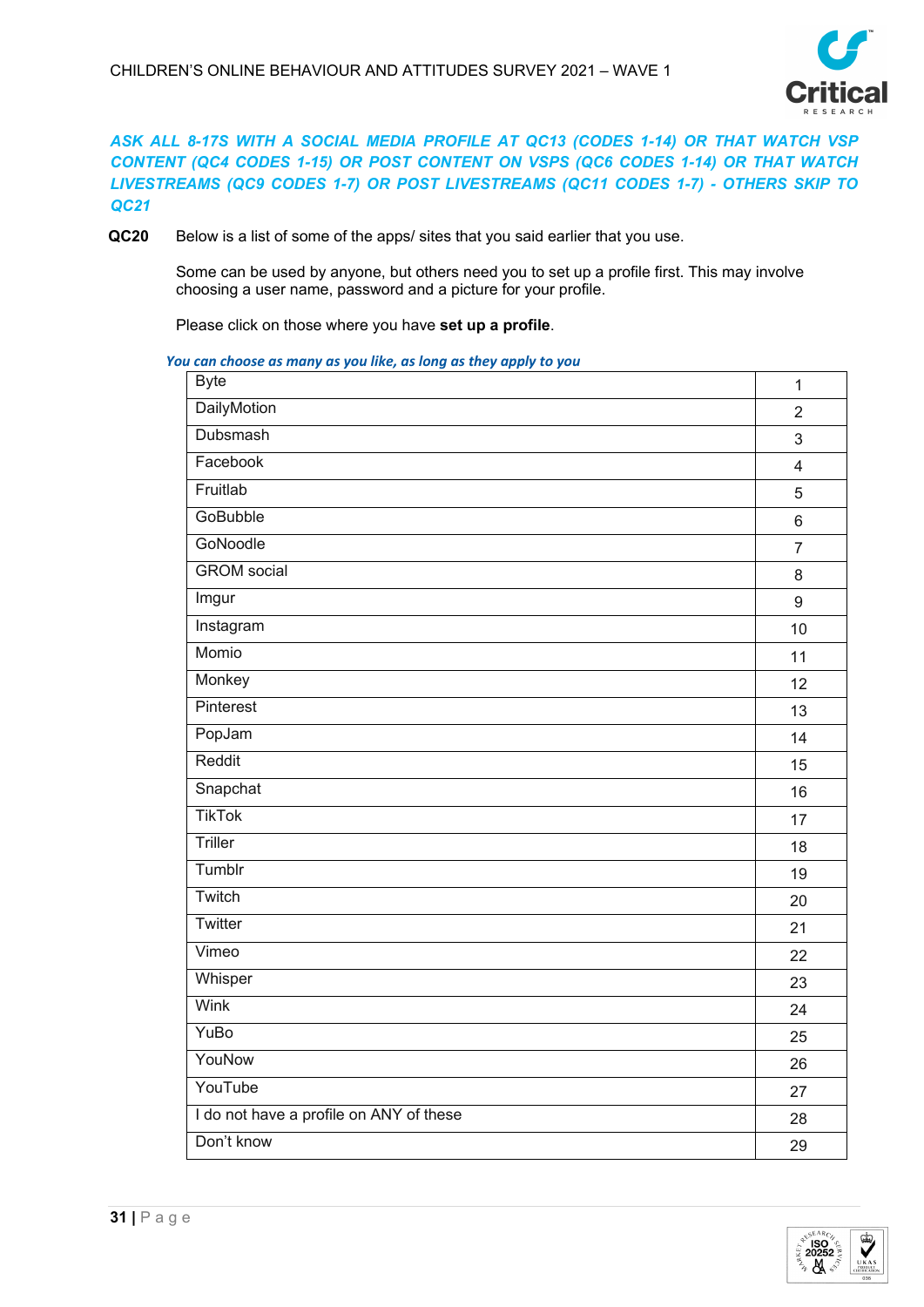*ASK ALL 8-17S WITH A SOCIAL MEDIA PROFILE AT QC13 (CODES 1-14) OR THAT WATCH VSP CONTENT (QC4 CODES 1-15) OR POST CONTENT ON VSPS (QC6 CODES 1-14) OR THAT WATCH LIVESTREAMS (QC9 CODES 1-7) OR POST LIVESTREAMS (QC11 CODES 1-7) - OTHERS SKIP TO QC21*

**QC20** Below is a list of some of the apps/ sites that you said earlier that you use.

Some can be used by anyone, but others need you to set up a profile first. This may involve choosing a user name, password and a picture for your profile.

Please click on those where you have **set up a profile**.

*You can choose as many as you like, as long as they apply to you*

| | |
|---|---|
| Byte | 1 |
| DailyMotion | 2 |
| Dubsmash | 3 |
| Facebook | 4 |
| Fruitlab | 5 |
| GoBubble | 6 |
| GoNoodle | 7 |
| GROM social | 8 |
| Imgur | 9 |
| Instagram | 10 |
| Momio | 11 |
| Monkey | 12 |
| Pinterest | 13 |
| PopJam | 14 |
| Reddit | 15 |
| Snapchat | 16 |
| TikTok | 17 |
| Triller | 18 |
| Tumblr | 19 |
| Twitch | 20 |
| Twitter | 21 |
| Vimeo | 22 |
| Whisper | 23 |
| Wink | 24 |
| YuBo | 25 |
| YouNow | 26 |
| YouTube | 27 |
| I do not have a profile on ANY of these | 28 |
| Don't know | 29 |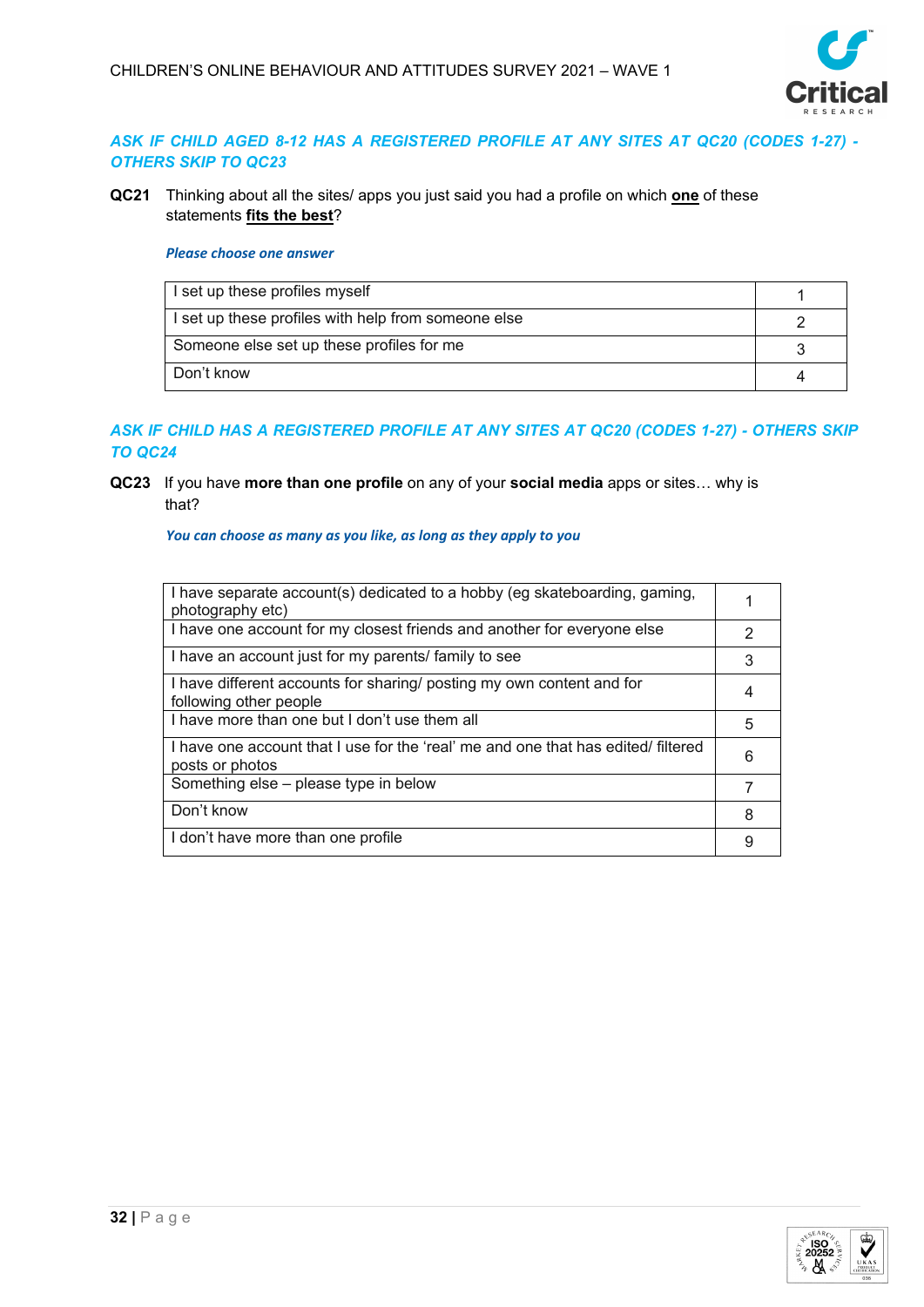***ASK IF CHILD AGED 8-12 HAS A REGISTERED PROFILE AT ANY SITES AT QC20 (CODES 1-27) - OTHERS SKIP TO QC23***

**QC21** Thinking about all the sites/ apps you just said you had a profile on which **one** of these statements **fits the best**?

***Please choose one answer***

| | |
|---|---|
| I set up these profiles myself | 1 |
| I set up these profiles with help from someone else | 2 |
| Someone else set up these profiles for me | 3 |
| Don't know | 4 |

***ASK IF CHILD HAS A REGISTERED PROFILE AT ANY SITES AT QC20 (CODES 1-27) - OTHERS SKIP TO QC24***

**QC23** If you have **more than one profile** on any of your **social media** apps or sites… why is that?

***You can choose as many as you like, as long as they apply to you***

| | |
|---|---|
| I have separate account(s) dedicated to a hobby (eg skateboarding, gaming, photography etc) | 1 |
| I have one account for my closest friends and another for everyone else | 2 |
| I have an account just for my parents/ family to see | 3 |
| I have different accounts for sharing/ posting my own content and for following other people | 4 |
| I have more than one but I don't use them all | 5 |
| I have one account that I use for the 'real' me and one that has edited/ filtered posts or photos | 6 |
| Something else – please type in below | 7 |
| Don't know | 8 |
| I don't have more than one profile | 9 |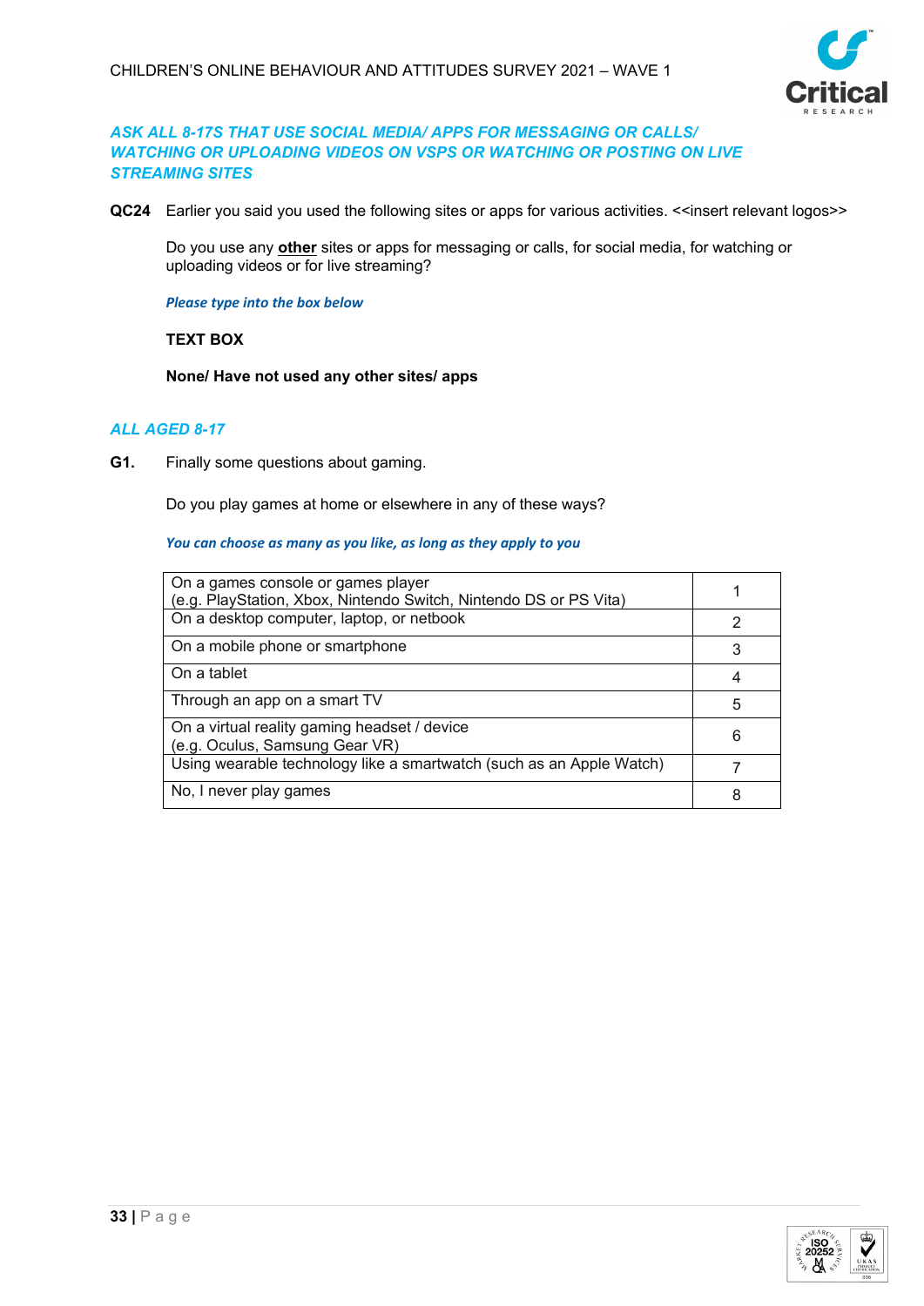*ASK ALL 8-17S THAT USE SOCIAL MEDIA/ APPS FOR MESSAGING OR CALLS/ WATCHING OR UPLOADING VIDEOS ON VSPS OR WATCHING OR POSTING ON LIVE STREAMING SITES*

**QC24** Earlier you said you used the following sites or apps for various activities. <<insert relevant logos>>

Do you use any **other** sites or apps for messaging or calls, for social media, for watching or uploading videos or for live streaming?

***Please type into the box below***

**TEXT BOX**

**None/ Have not used any other sites/ apps**

*ALL AGED 8-17*

**G1.** Finally some questions about gaming.

Do you play games at home or elsewhere in any of these ways?

***You can choose as many as you like, as long as they apply to you***

| | |
|---|---|
| On a games console or games player (e.g. PlayStation, Xbox, Nintendo Switch, Nintendo DS or PS Vita) | 1 |
| On a desktop computer, laptop, or netbook | 2 |
| On a mobile phone or smartphone | 3 |
| On a tablet | 4 |
| Through an app on a smart TV | 5 |
| On a virtual reality gaming headset / device (e.g. Oculus, Samsung Gear VR) | 6 |
| Using wearable technology like a smartwatch (such as an Apple Watch) | 7 |
| No, I never play games | 8 |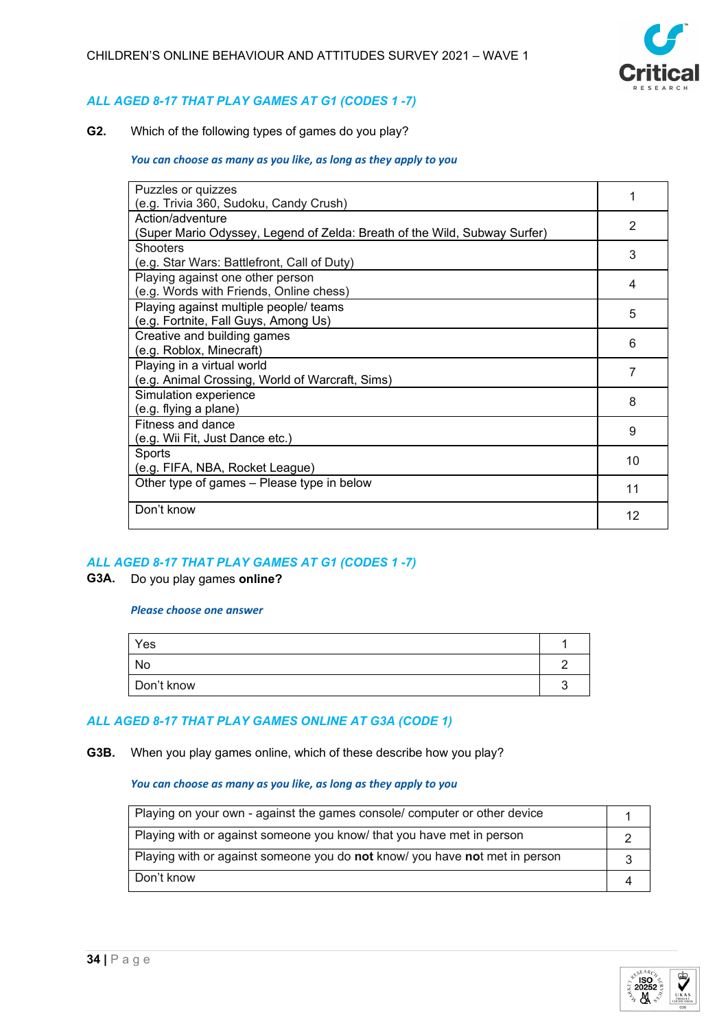*ALL AGED 8-17 THAT PLAY GAMES AT G1 (CODES 1 -7)*

**G2.** Which of the following types of games do you play?

*You can choose as many as you like, as long as they apply to you*

| | |
|---|---|
| Puzzles or quizzes (e.g. Trivia 360, Sudoku, Candy Crush) | 1 |
| Action/adventure (Super Mario Odyssey, Legend of Zelda: Breath of the Wild, Subway Surfer) | 2 |
| Shooters (e.g. Star Wars: Battlefront, Call of Duty) | 3 |
| Playing against one other person (e.g. Words with Friends, Online chess) | 4 |
| Playing against multiple people/ teams (e.g. Fortnite, Fall Guys, Among Us) | 5 |
| Creative and building games (e.g. Roblox, Minecraft) | 6 |
| Playing in a virtual world (e.g. Animal Crossing, World of Warcraft, Sims) | 7 |
| Simulation experience (e.g. flying a plane) | 8 |
| Fitness and dance (e.g. Wii Fit, Just Dance etc.) | 9 |
| Sports (e.g. FIFA, NBA, Rocket League) | 10 |
| Other type of games – Please type in below | 11 |
| Don't know | 12 |

*ALL AGED 8-17 THAT PLAY GAMES AT G1 (CODES 1 -7)*

**G3A.** Do you play games **online?**

*Please choose one answer*

| | |
|---|---|
| Yes | 1 |
| No | 2 |
| Don't know | 3 |

*ALL AGED 8-17 THAT PLAY GAMES ONLINE AT G3A (CODE 1)*

**G3B.** When you play games online, which of these describe how you play?

*You can choose as many as you like, as long as they apply to you*

| | |
|---|---|
| Playing on your own - against the games console/ computer or other device | 1 |
| Playing with or against someone you know/ that you have met in person | 2 |
| Playing with or against someone you do **not** know/ you have **no**t met in person | 3 |
| Don't know | 4 |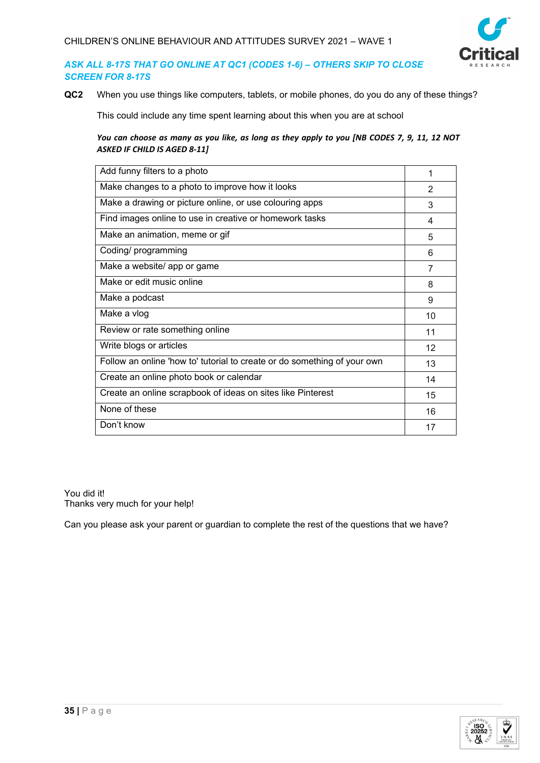***ASK ALL 8-17S THAT GO ONLINE AT QC1 (CODES 1-6) – OTHERS SKIP TO CLOSE SCREEN FOR 8-17S***

**QC2** When you use things like computers, tablets, or mobile phones, do you do any of these things?

This could include any time spent learning about this when you are at school

***You can choose as many as you like, as long as they apply to you [NB CODES 7, 9, 11, 12 NOT ASKED IF CHILD IS AGED 8-11]***

| | |
|---|---|
| Add funny filters to a photo | 1 |
| Make changes to a photo to improve how it looks | 2 |
| Make a drawing or picture online, or use colouring apps | 3 |
| Find images online to use in creative or homework tasks | 4 |
| Make an animation, meme or gif | 5 |
| Coding/ programming | 6 |
| Make a website/ app or game | 7 |
| Make or edit music online | 8 |
| Make a podcast | 9 |
| Make a vlog | 10 |
| Review or rate something online | 11 |
| Write blogs or articles | 12 |
| Follow an online 'how to' tutorial to create or do something of your own | 13 |
| Create an online photo book or calendar | 14 |
| Create an online scrapbook of ideas on sites like Pinterest | 15 |
| None of these | 16 |
| Don't know | 17 |

You did it!
Thanks very much for your help!

Can you please ask your parent or guardian to complete the rest of the questions that we have?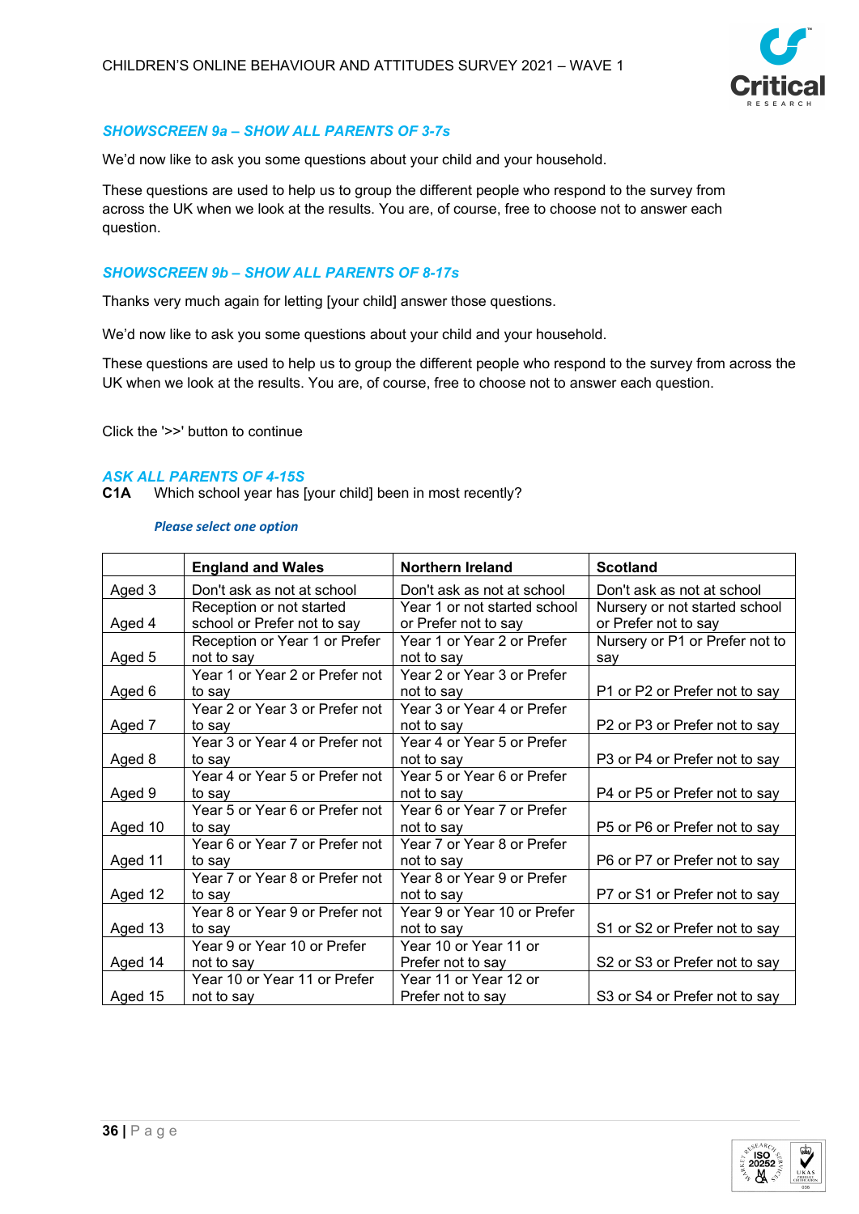### *SHOWSCREEN 9a – SHOW ALL PARENTS OF 3-7s*

We'd now like to ask you some questions about your child and your household.

These questions are used to help us to group the different people who respond to the survey from across the UK when we look at the results. You are, of course, free to choose not to answer each question.

### *SHOWSCREEN 9b – SHOW ALL PARENTS OF 8-17s*

Thanks very much again for letting [your child] answer those questions.

We'd now like to ask you some questions about your child and your household.

These questions are used to help us to group the different people who respond to the survey from across the UK when we look at the results. You are, of course, free to choose not to answer each question.

Click the '>>' button to continue

### *ASK ALL PARENTS OF 4-15S*

**C1A** Which school year has [your child] been in most recently?

*Please select one option*

| | **England and Wales** | **Northern Ireland** | **Scotland** |
|---|---|---|---|
| Aged 3 | Don't ask as not at school | Don't ask as not at school | Don't ask as not at school |
| Aged 4 | Reception or not started school or Prefer not to say | Year 1 or not started school or Prefer not to say | Nursery or not started school or Prefer not to say |
| Aged 5 | Reception or Year 1 or Prefer not to say | Year 1 or Year 2 or Prefer not to say | Nursery or P1 or Prefer not to say |
| Aged 6 | Year 1 or Year 2 or Prefer not to say | Year 2 or Year 3 or Prefer not to say | P1 or P2 or Prefer not to say |
| Aged 7 | Year 2 or Year 3 or Prefer not to say | Year 3 or Year 4 or Prefer not to say | P2 or P3 or Prefer not to say |
| Aged 8 | Year 3 or Year 4 or Prefer not to say | Year 4 or Year 5 or Prefer not to say | P3 or P4 or Prefer not to say |
| Aged 9 | Year 4 or Year 5 or Prefer not to say | Year 5 or Year 6 or Prefer not to say | P4 or P5 or Prefer not to say |
| Aged 10 | Year 5 or Year 6 or Prefer not to say | Year 6 or Year 7 or Prefer not to say | P5 or P6 or Prefer not to say |
| Aged 11 | Year 6 or Year 7 or Prefer not to say | Year 7 or Year 8 or Prefer not to say | P6 or P7 or Prefer not to say |
| Aged 12 | Year 7 or Year 8 or Prefer not to say | Year 8 or Year 9 or Prefer not to say | P7 or S1 or Prefer not to say |
| Aged 13 | Year 8 or Year 9 or Prefer not to say | Year 9 or Year 10 or Prefer not to say | S1 or S2 or Prefer not to say |
| Aged 14 | Year 9 or Year 10 or Prefer not to say | Year 10 or Year 11 or Prefer not to say | S2 or S3 or Prefer not to say |
| Aged 15 | Year 10 or Year 11 or Prefer not to say | Year 11 or Year 12 or Prefer not to say | S3 or S4 or Prefer not to say |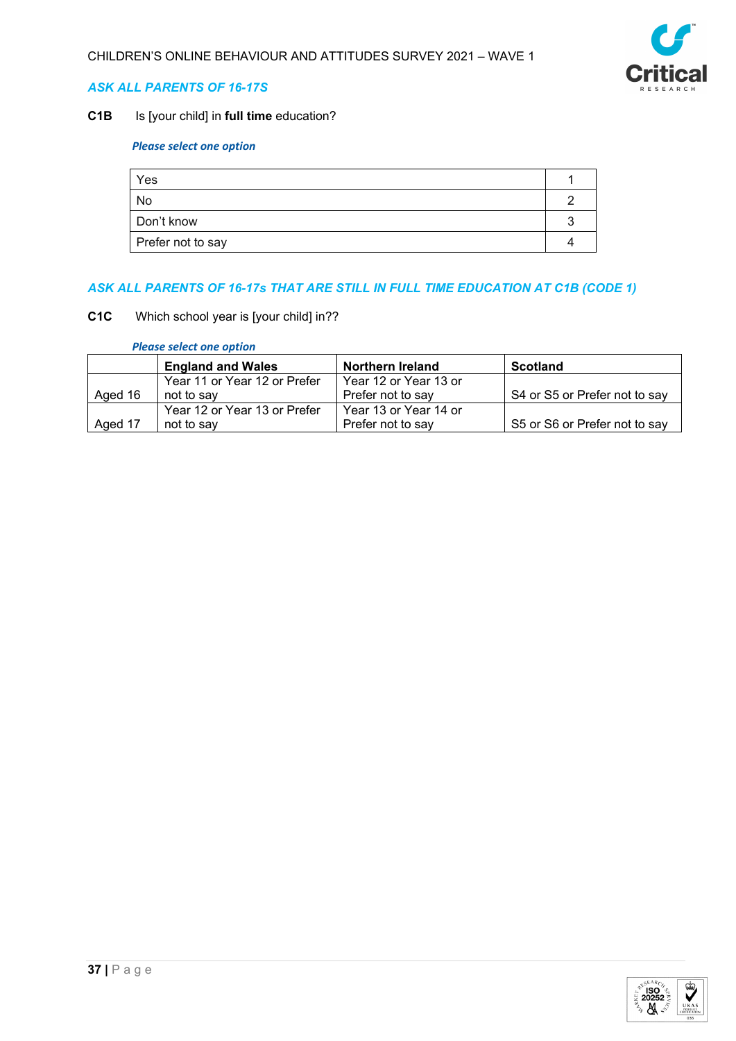*ASK ALL PARENTS OF 16-17S*

**C1B** Is [your child] in **full time** education?

*Please select one option*

| | |
|---|---|
| Yes | 1 |
| No | 2 |
| Don't know | 3 |
| Prefer not to say | 4 |

*ASK ALL PARENTS OF 16-17s THAT ARE STILL IN FULL TIME EDUCATION AT C1B (CODE 1)*

**C1C** Which school year is [your child] in??

*Please select one option*

| | **England and Wales** | **Northern Ireland** | **Scotland** |
|---|---|---|---|
| Aged 16 | Year 11 or Year 12 or Prefer not to say | Year 12 or Year 13 or Prefer not to say | S4 or S5 or Prefer not to say |
| Aged 17 | Year 12 or Year 13 or Prefer not to say | Year 13 or Year 14 or Prefer not to say | S5 or S6 or Prefer not to say |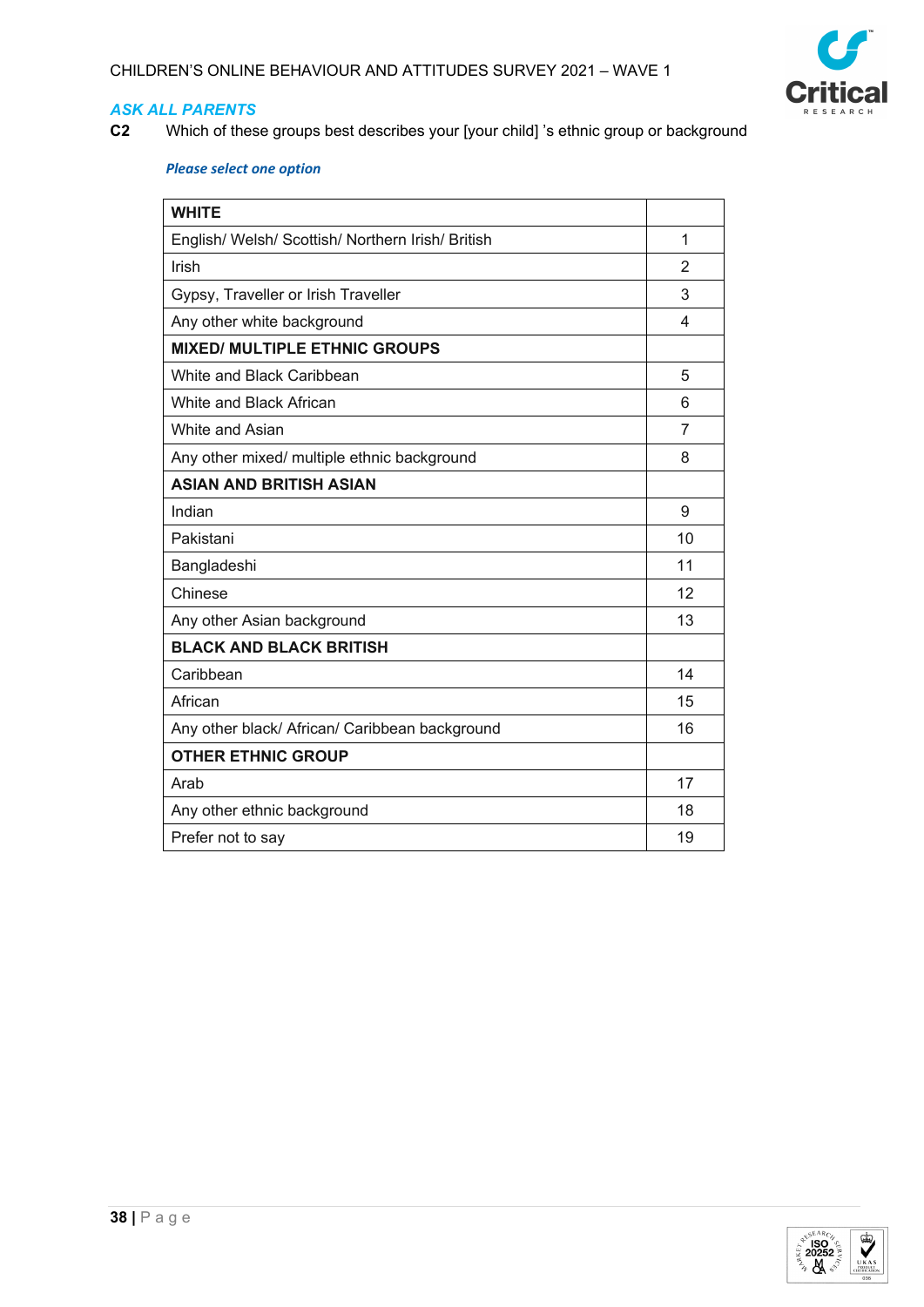*ASK ALL PARENTS*

**C2** Which of these groups best describes your [your child] 's ethnic group or background

***Please select one option***

| **WHITE** | |
|---|---|
| English/ Welsh/ Scottish/ Northern Irish/ British | 1 |
| Irish | 2 |
| Gypsy, Traveller or Irish Traveller | 3 |
| Any other white background | 4 |
| **MIXED/ MULTIPLE ETHNIC GROUPS** | |
| White and Black Caribbean | 5 |
| White and Black African | 6 |
| White and Asian | 7 |
| Any other mixed/ multiple ethnic background | 8 |
| **ASIAN AND BRITISH ASIAN** | |
| Indian | 9 |
| Pakistani | 10 |
| Bangladeshi | 11 |
| Chinese | 12 |
| Any other Asian background | 13 |
| **BLACK AND BLACK BRITISH** | |
| Caribbean | 14 |
| African | 15 |
| Any other black/ African/ Caribbean background | 16 |
| **OTHER ETHNIC GROUP** | |
| Arab | 17 |
| Any other ethnic background | 18 |
| Prefer not to say | 19 |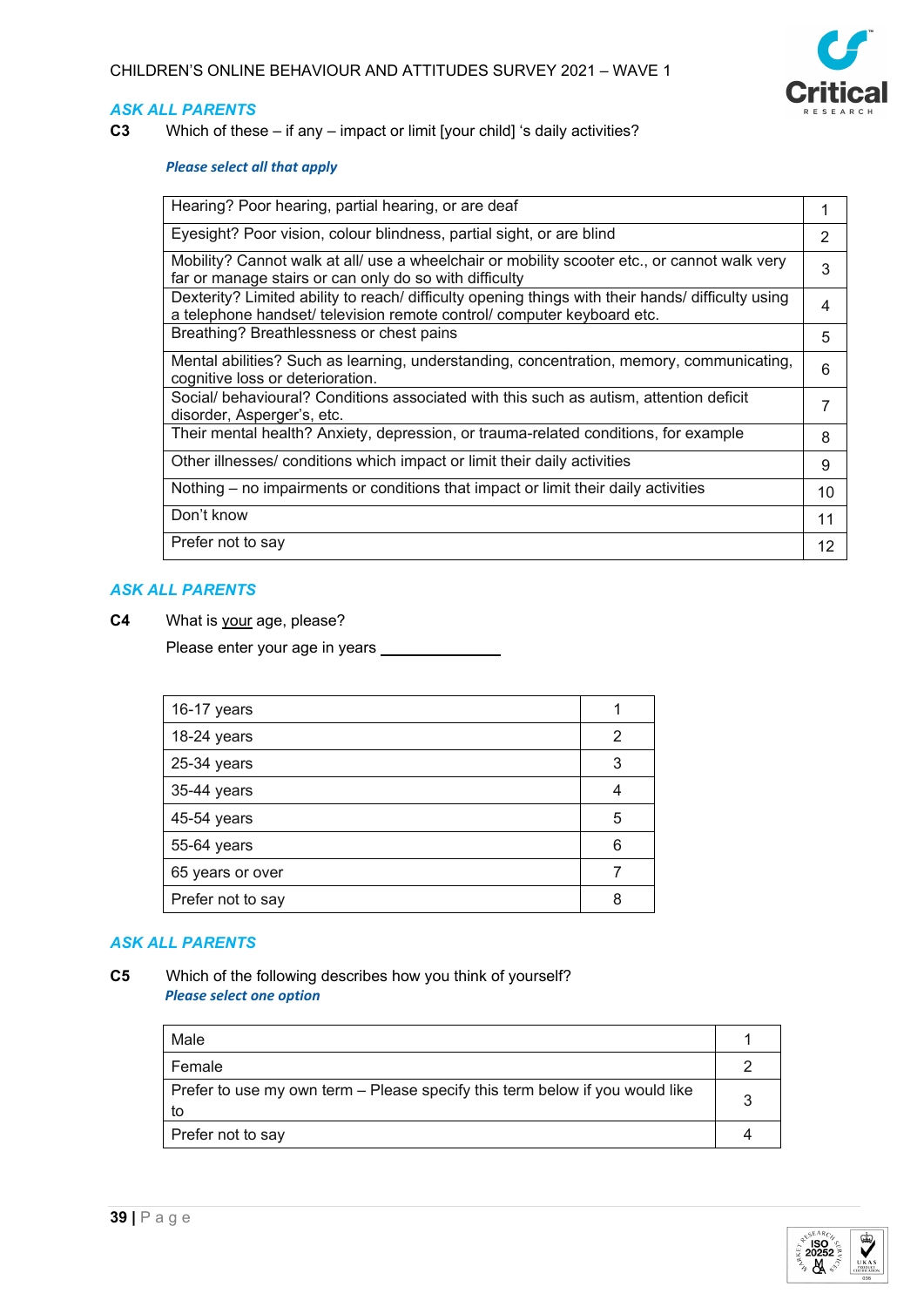*ASK ALL PARENTS*

**C3** Which of these – if any – impact or limit [your child] 's daily activities?

***Please select all that apply***

| | |
|---|---|
| Hearing? Poor hearing, partial hearing, or are deaf | 1 |
| Eyesight? Poor vision, colour blindness, partial sight, or are blind | 2 |
| Mobility? Cannot walk at all/ use a wheelchair or mobility scooter etc., or cannot walk very far or manage stairs or can only do so with difficulty | 3 |
| Dexterity? Limited ability to reach/ difficulty opening things with their hands/ difficulty using a telephone handset/ television remote control/ computer keyboard etc. | 4 |
| Breathing? Breathlessness or chest pains | 5 |
| Mental abilities? Such as learning, understanding, concentration, memory, communicating, cognitive loss or deterioration. | 6 |
| Social/ behavioural? Conditions associated with this such as autism, attention deficit disorder, Asperger's, etc. | 7 |
| Their mental health? Anxiety, depression, or trauma-related conditions, for example | 8 |
| Other illnesses/ conditions which impact or limit their daily activities | 9 |
| Nothing – no impairments or conditions that impact or limit their daily activities | 10 |
| Don't know | 11 |
| Prefer not to say | 12 |

*ASK ALL PARENTS*

**C4** What is <u>your</u> age, please?

Please enter your age in years ______________

| | |
|---|---|
| 16-17 years | 1 |
| 18-24 years | 2 |
| 25-34 years | 3 |
| 35-44 years | 4 |
| 45-54 years | 5 |
| 55-64 years | 6 |
| 65 years or over | 7 |
| Prefer not to say | 8 |

*ASK ALL PARENTS*

**C5** Which of the following describes how you think of yourself?

***Please select one option***

| | |
|---|---|
| Male | 1 |
| Female | 2 |
| Prefer to use my own term – Please specify this term below if you would like to | 3 |
| Prefer not to say | 4 |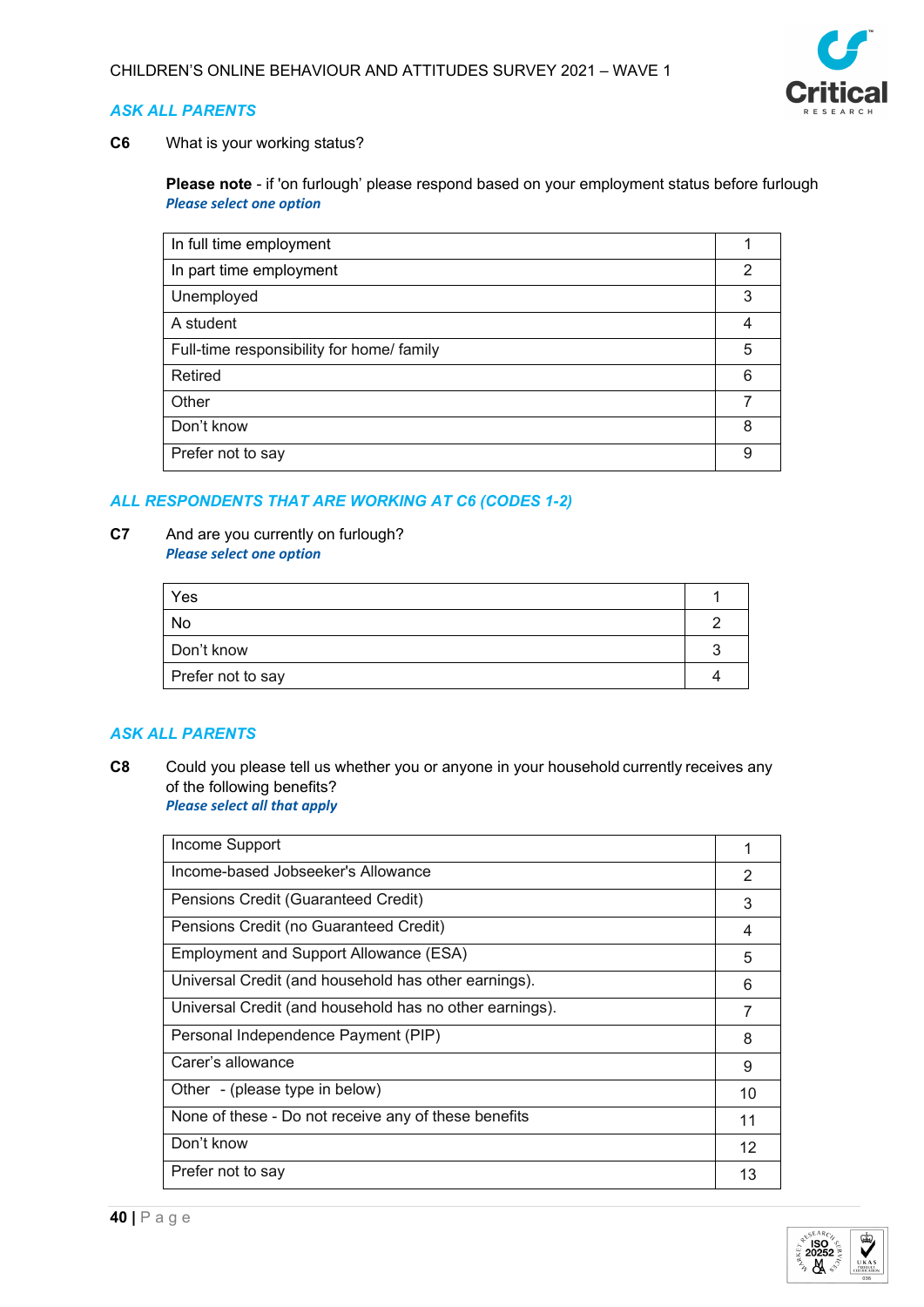*ASK ALL PARENTS*

**C6** What is your working status?

**Please note** - if 'on furlough' please respond based on your employment status before furlough
*Please select one option*

| In full time employment | 1 |
|---|---|
| In part time employment | 2 |
| Unemployed | 3 |
| A student | 4 |
| Full-time responsibility for home/ family | 5 |
| Retired | 6 |
| Other | 7 |
| Don't know | 8 |
| Prefer not to say | 9 |

*ALL RESPONDENTS THAT ARE WORKING AT C6 (CODES 1-2)*

**C7** And are you currently on furlough?
*Please select one option*

| Yes | 1 |
|---|---|
| No | 2 |
| Don't know | 3 |
| Prefer not to say | 4 |

*ASK ALL PARENTS*

**C8** Could you please tell us whether you or anyone in your household currently receives any of the following benefits?
*Please select all that apply*

| Income Support | 1 |
|---|---|
| Income-based Jobseeker's Allowance | 2 |
| Pensions Credit (Guaranteed Credit) | 3 |
| Pensions Credit (no Guaranteed Credit) | 4 |
| Employment and Support Allowance (ESA) | 5 |
| Universal Credit (and household has other earnings). | 6 |
| Universal Credit (and household has no other earnings). | 7 |
| Personal Independence Payment (PIP) | 8 |
| Carer's allowance | 9 |
| Other - (please type in below) | 10 |
| None of these - Do not receive any of these benefits | 11 |
| Don't know | 12 |
| Prefer not to say | 13 |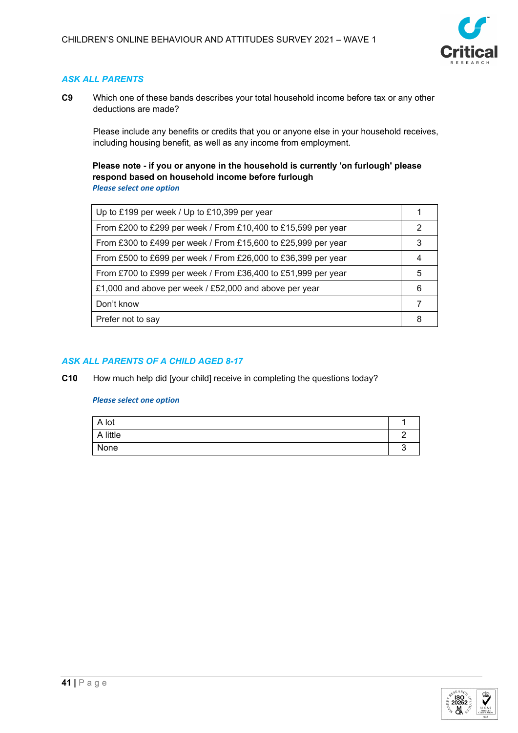*ASK ALL PARENTS*

**C9** Which one of these bands describes your total household income before tax or any other deductions are made?

Please include any benefits or credits that you or anyone else in your household receives, including housing benefit, as well as any income from employment.

**Please note - if you or anyone in the household is currently 'on furlough' please respond based on household income before furlough**

***Please select one option***

| | |
|---|---|
| Up to £199 per week / Up to £10,399 per year | 1 |
| From £200 to £299 per week / From £10,400 to £15,599 per year | 2 |
| From £300 to £499 per week / From £15,600 to £25,999 per year | 3 |
| From £500 to £699 per week / From £26,000 to £36,399 per year | 4 |
| From £700 to £999 per week / From £36,400 to £51,999 per year | 5 |
| £1,000 and above per week / £52,000 and above per year | 6 |
| Don't know | 7 |
| Prefer not to say | 8 |

*ASK ALL PARENTS OF A CHILD AGED 8-17*

**C10** How much help did [your child] receive in completing the questions today?

***Please select one option***

| | |
|---|---|
| A lot | 1 |
| A little | 2 |
| None | 3 |